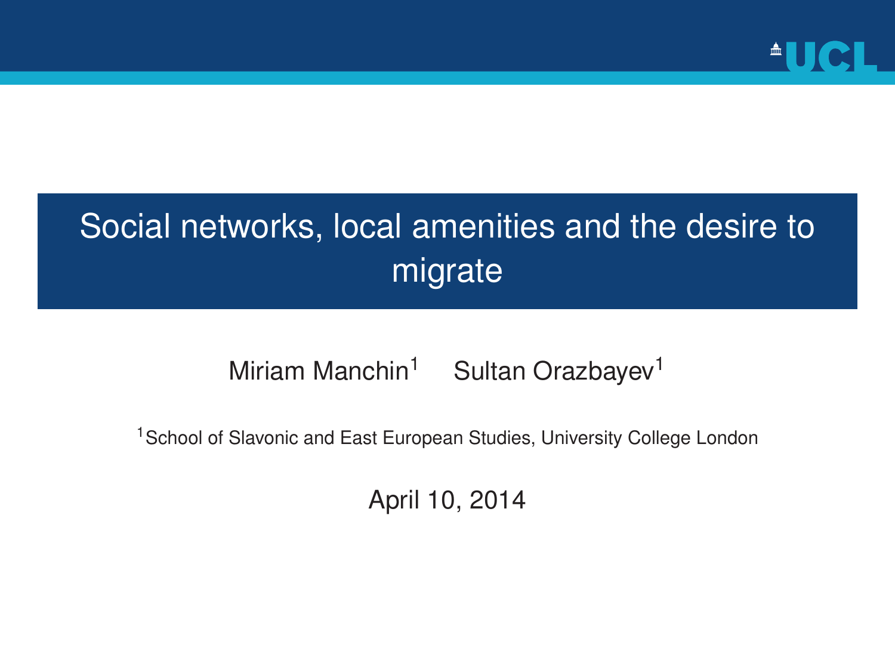# Social networks, local amenities and the desire to migrate

Miriam Manchin[1] Sultan Orazbayev[1]

[1]School of Slavonic and East European Studies, University College London

April 10, 2014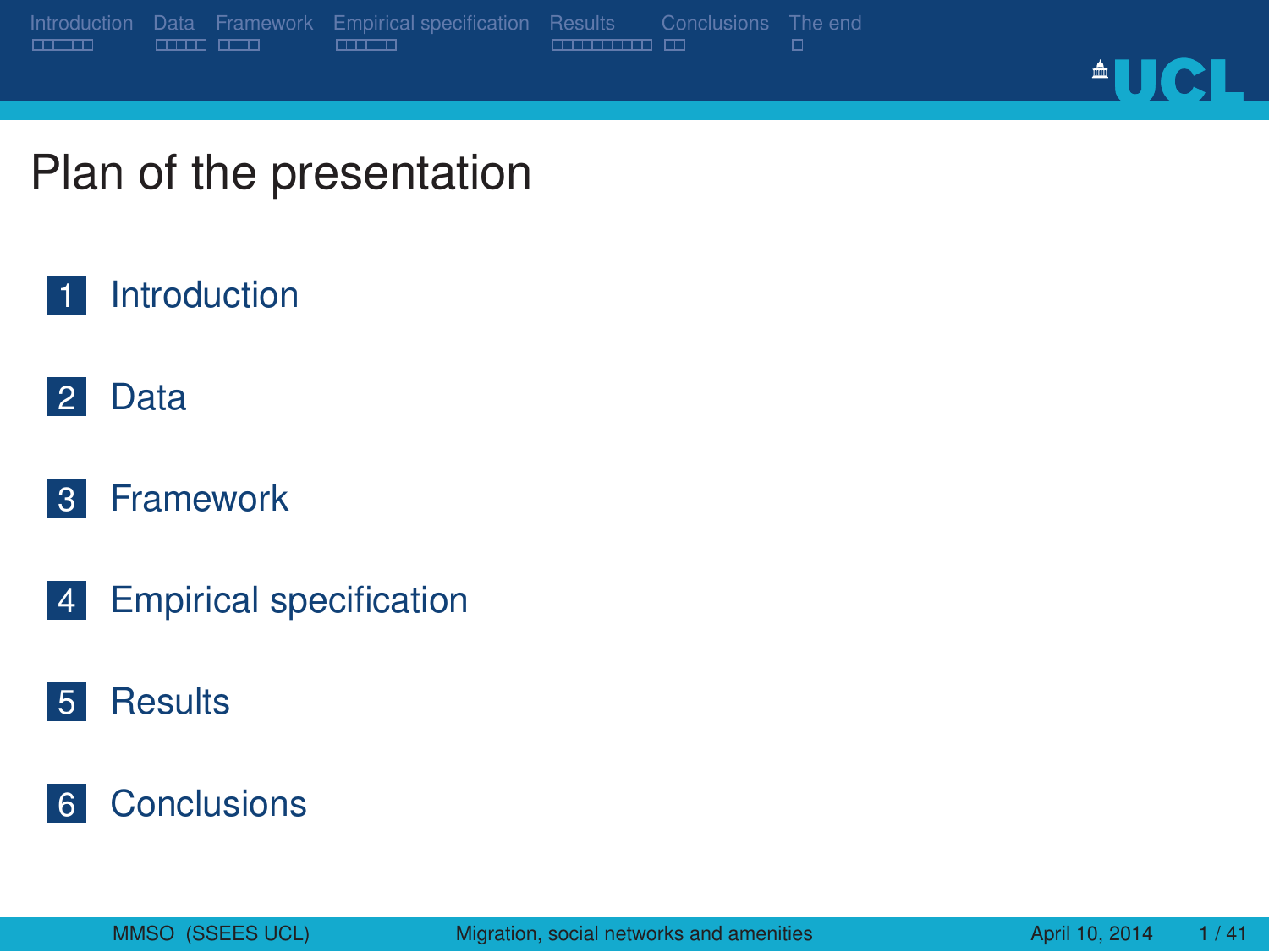# Plan of the presentation

1. Introduction
2. Data
3. Framework
4. Empirical specification
5. Results
6. Conclusions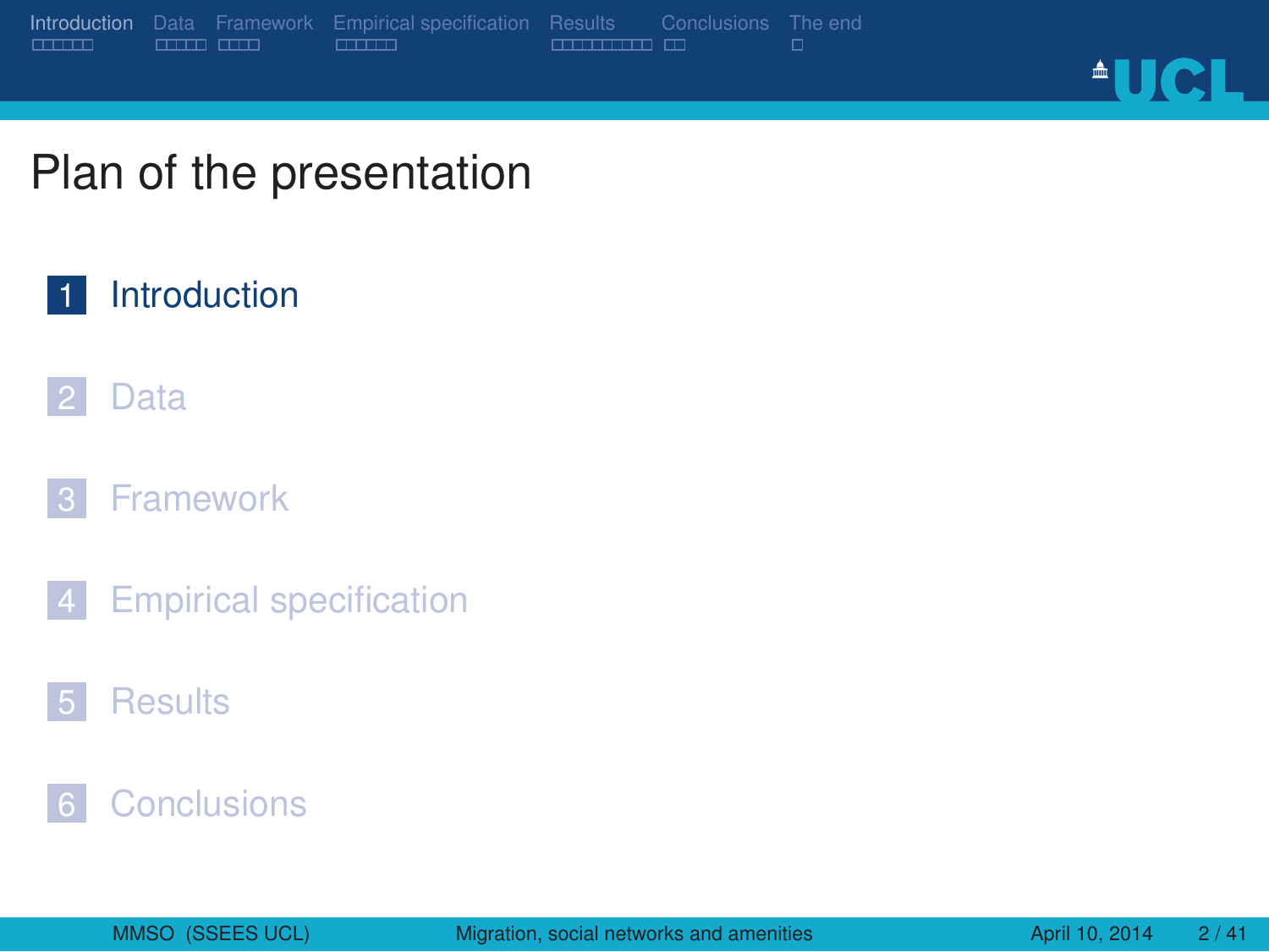# Plan of the presentation

1. Introduction
2. Data
3. Framework
4. Empirical specification
5. Results
6. Conclusions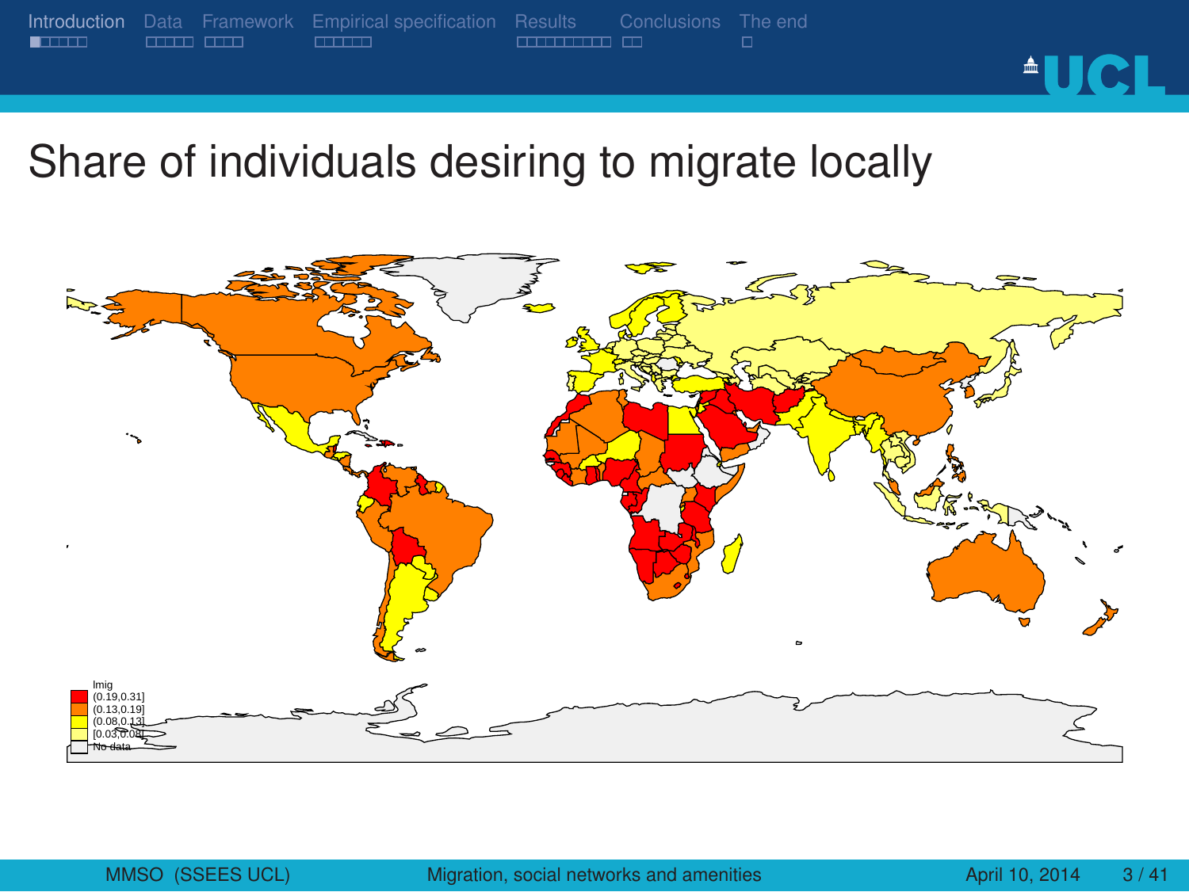# Share of individuals desiring to migrate locally

lmig
(0.19,0.31]
(0.13,0.19]
(0.08,0.13]
[0.03,0.08]
No data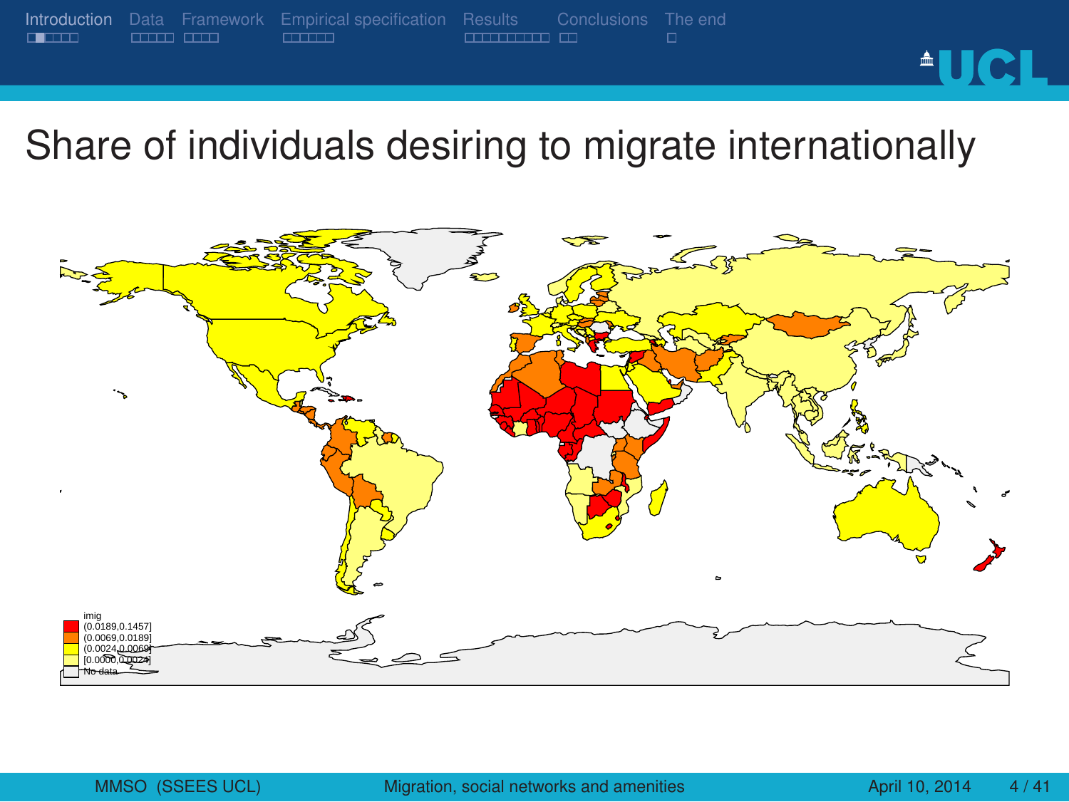# Share of individuals desiring to migrate internationally

imig
(0.0189,0.1457]
(0.0069,0.0189]
(0.0024,0.0069]
[0.0000,0.0024]
No data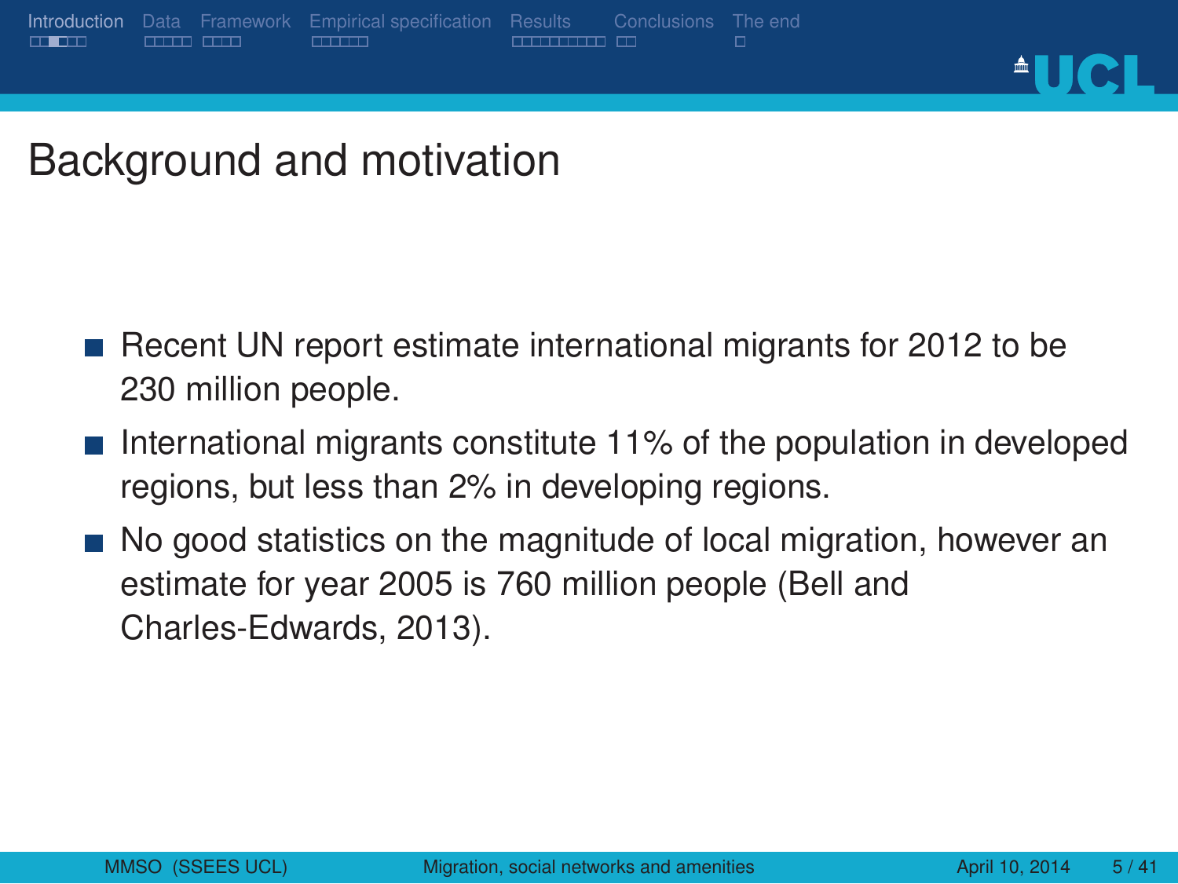## Background and motivation

- Recent UN report estimate international migrants for 2012 to be 230 million people.
- International migrants constitute 11% of the population in developed regions, but less than 2% in developing regions.
- No good statistics on the magnitude of local migration, however an estimate for year 2005 is 760 million people (Bell and Charles-Edwards, 2013).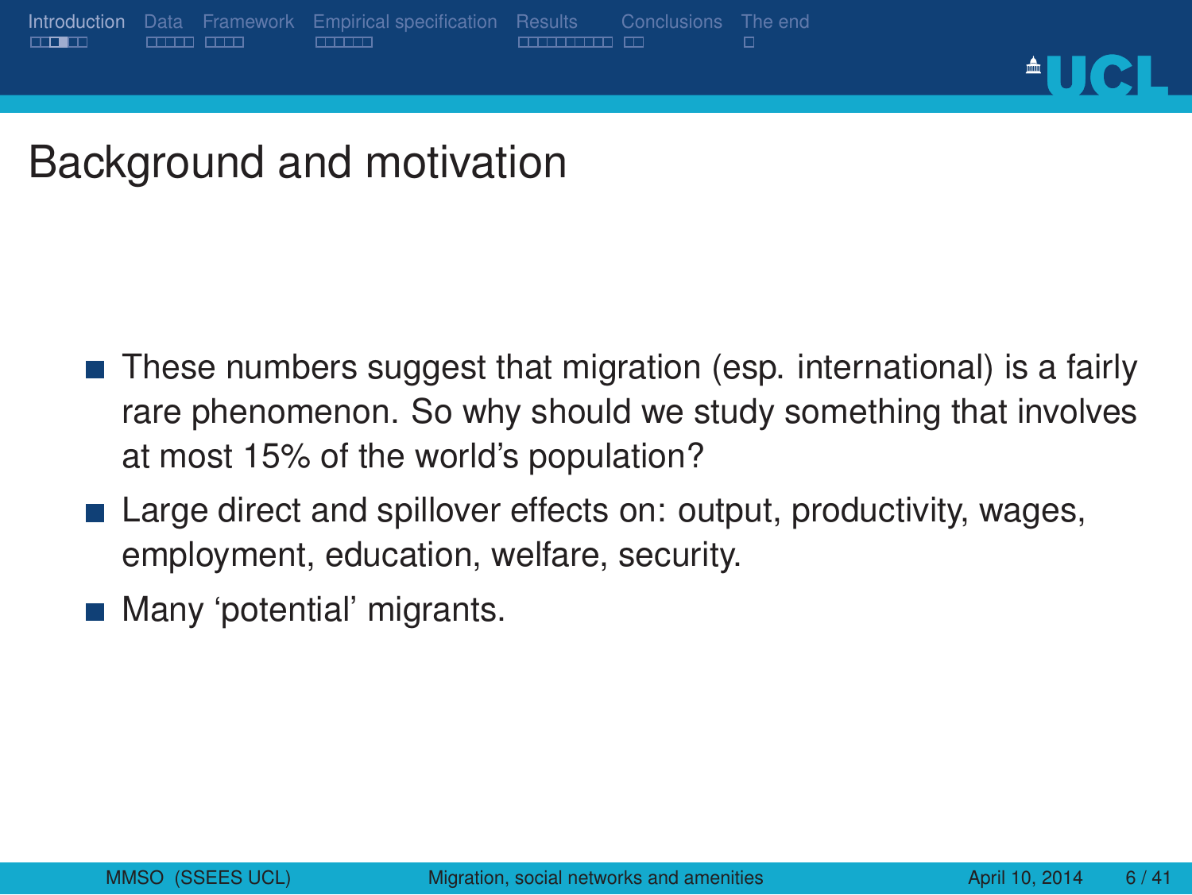# Background and motivation

- These numbers suggest that migration (esp. international) is a fairly rare phenomenon. So why should we study something that involves at most 15% of the world's population?
- Large direct and spillover effects on: output, productivity, wages, employment, education, welfare, security.
- Many 'potential' migrants.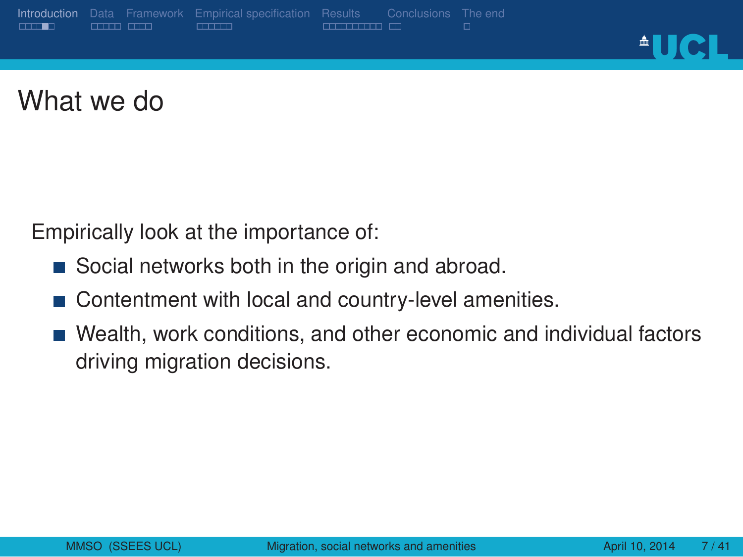# What we do

Empirically look at the importance of:

- Social networks both in the origin and abroad.
- Contentment with local and country-level amenities.
- Wealth, work conditions, and other economic and individual factors driving migration decisions.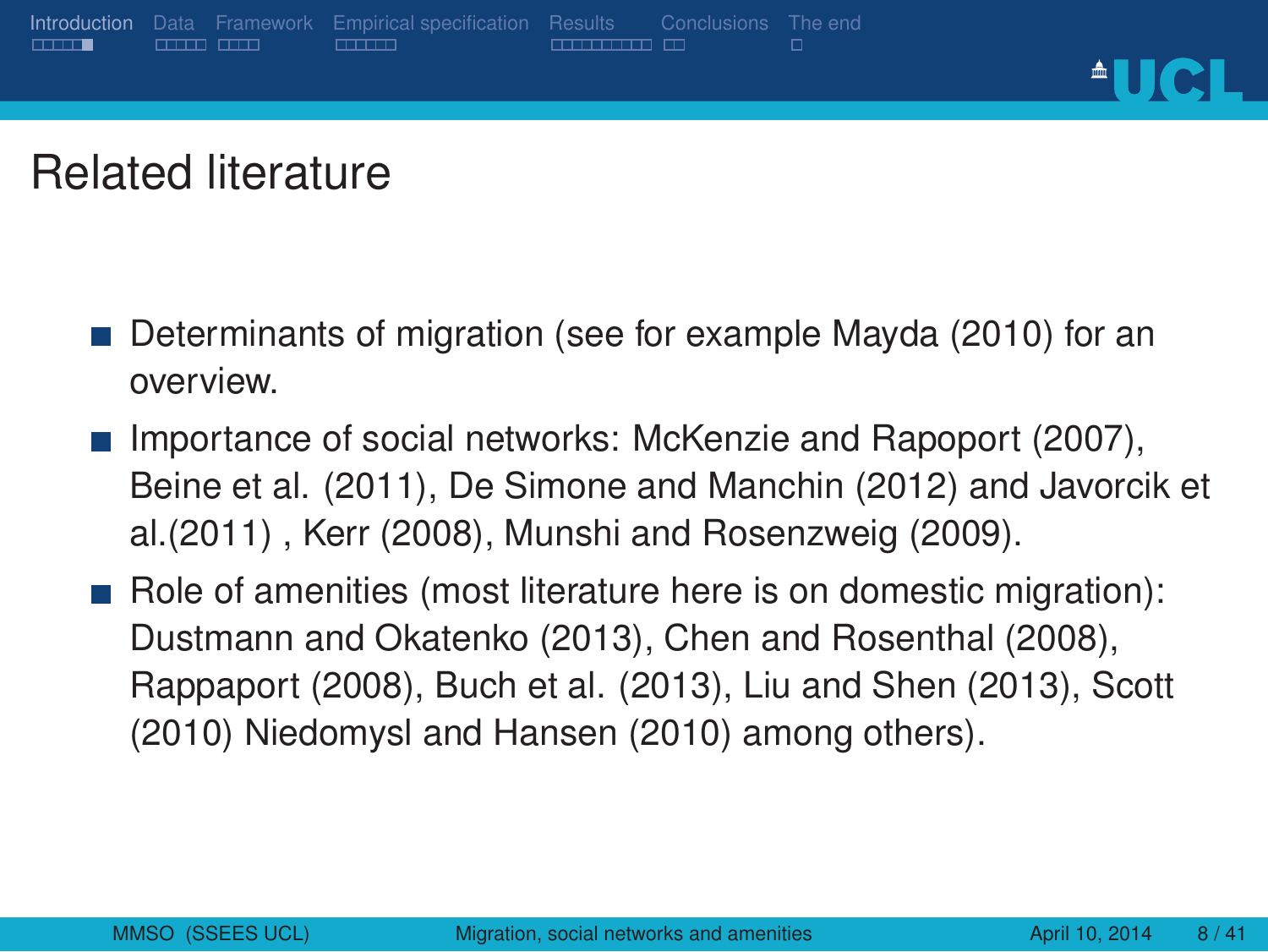# Related literature

- Determinants of migration (see for example Mayda (2010) for an overview.
- Importance of social networks: McKenzie and Rapoport (2007), Beine et al. (2011), De Simone and Manchin (2012) and Javorcik et al.(2011) , Kerr (2008), Munshi and Rosenzweig (2009).
- Role of amenities (most literature here is on domestic migration): Dustmann and Okatenko (2013), Chen and Rosenthal (2008), Rappaport (2008), Buch et al. (2013), Liu and Shen (2013), Scott (2010) Niedomysl and Hansen (2010) among others).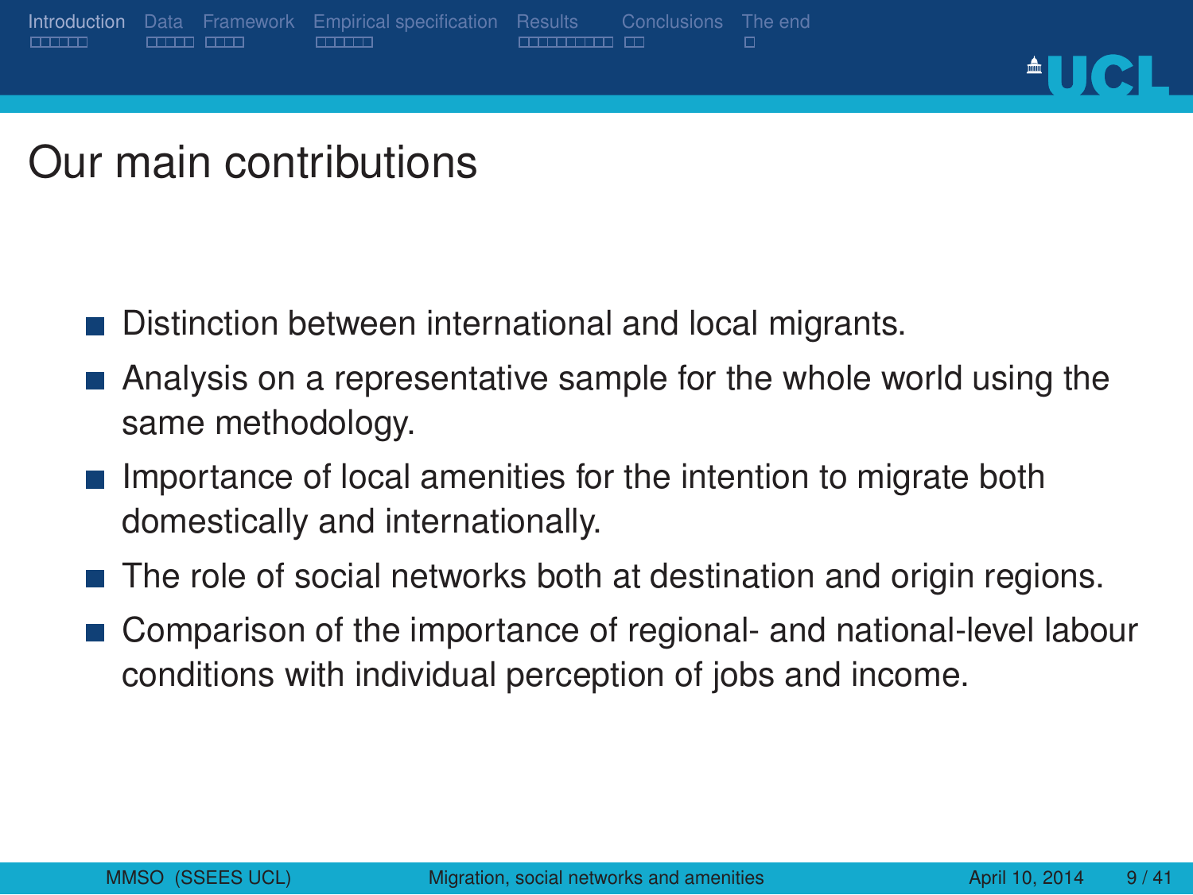# Our main contributions

- Distinction between international and local migrants.
- Analysis on a representative sample for the whole world using the same methodology.
- Importance of local amenities for the intention to migrate both domestically and internationally.
- The role of social networks both at destination and origin regions.
- Comparison of the importance of regional- and national-level labour conditions with individual perception of jobs and income.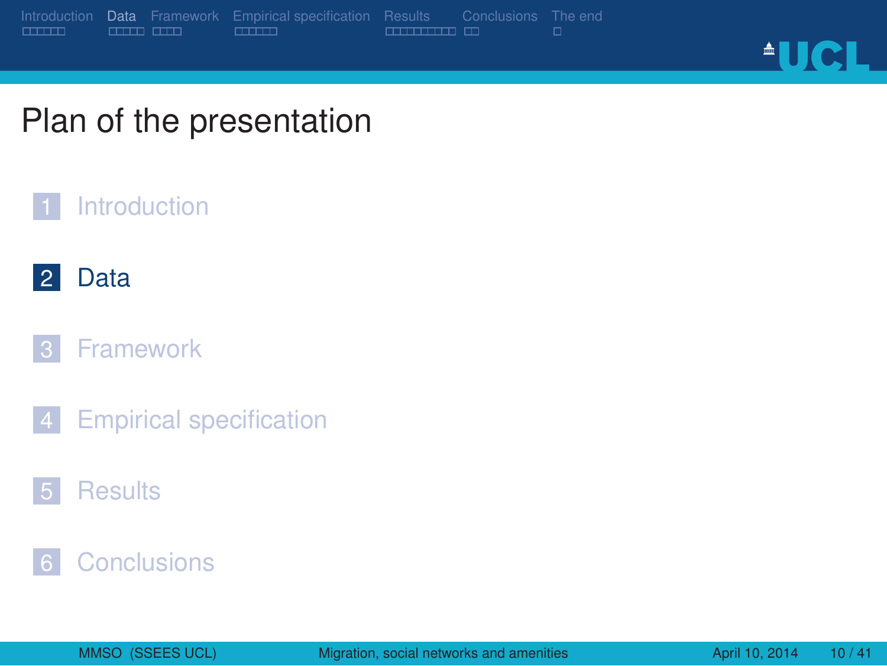# Plan of the presentation

1. Introduction
2. Data
3. Framework
4. Empirical specification
5. Results
6. Conclusions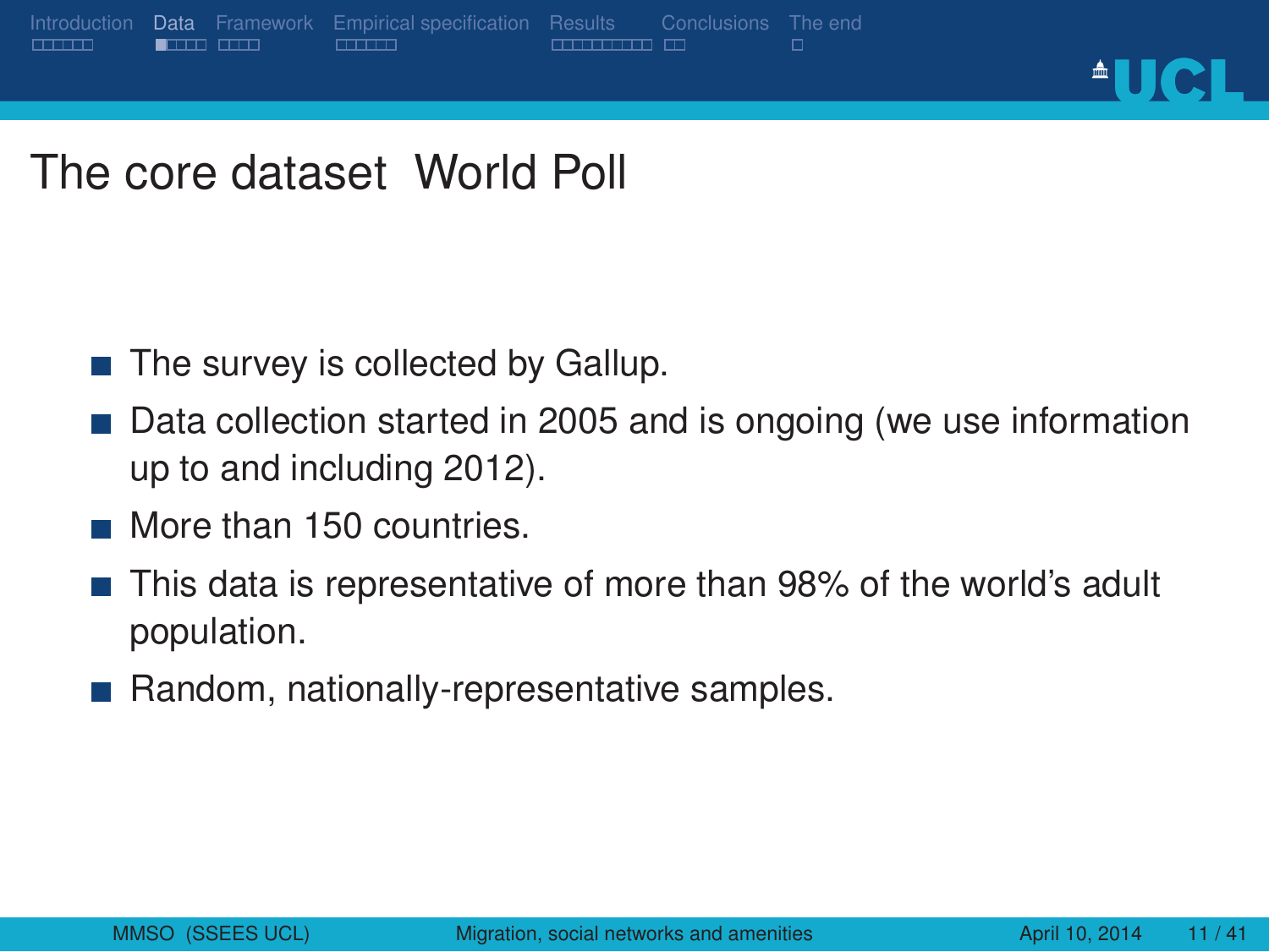# The core dataset World Poll

- The survey is collected by Gallup.
- Data collection started in 2005 and is ongoing (we use information up to and including 2012).
- More than 150 countries.
- This data is representative of more than 98% of the world's adult population.
- Random, nationally-representative samples.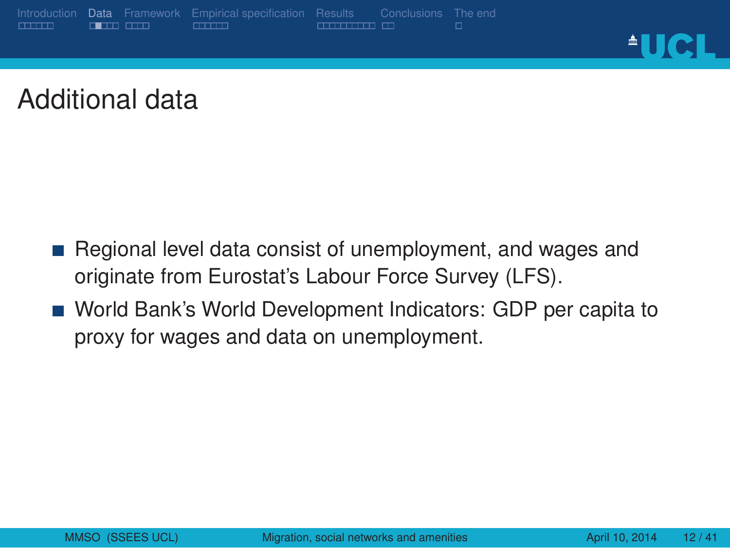# Additional data

- Regional level data consist of unemployment, and wages and originate from Eurostat's Labour Force Survey (LFS).
- World Bank's World Development Indicators: GDP per capita to proxy for wages and data on unemployment.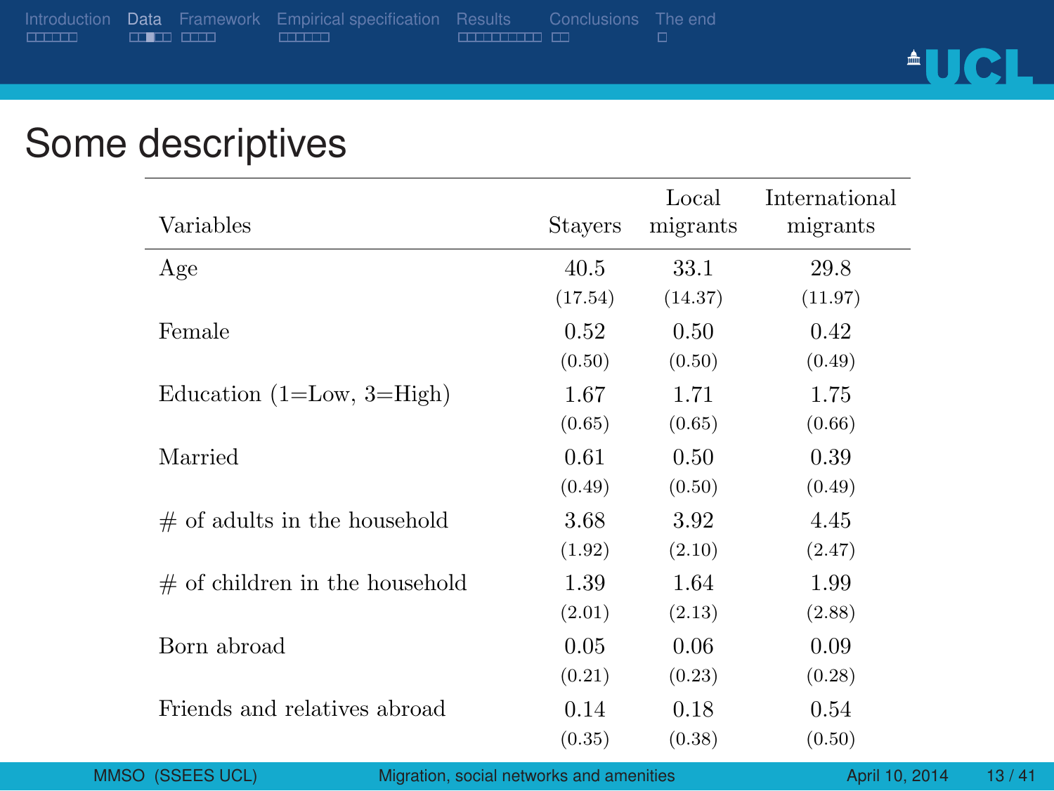# Some descriptives

| Variables | Stayers | Local migrants | International migrants |
|---|---|---|---|
| Age | 40.5 | 33.1 | 29.8 |
| | (17.54) | (14.37) | (11.97) |
| Female | 0.52 | 0.50 | 0.42 |
| | (0.50) | (0.50) | (0.49) |
| Education (1=Low, 3=High) | 1.67 | 1.71 | 1.75 |
| | (0.65) | (0.65) | (0.66) |
| Married | 0.61 | 0.50 | 0.39 |
| | (0.49) | (0.50) | (0.49) |
| # of adults in the household | 3.68 | 3.92 | 4.45 |
| | (1.92) | (2.10) | (2.47) |
| # of children in the household | 1.39 | 1.64 | 1.99 |
| | (2.01) | (2.13) | (2.88) |
| Born abroad | 0.05 | 0.06 | 0.09 |
| | (0.21) | (0.23) | (0.28) |
| Friends and relatives abroad | 0.14 | 0.18 | 0.54 |
| | (0.35) | (0.38) | (0.50) |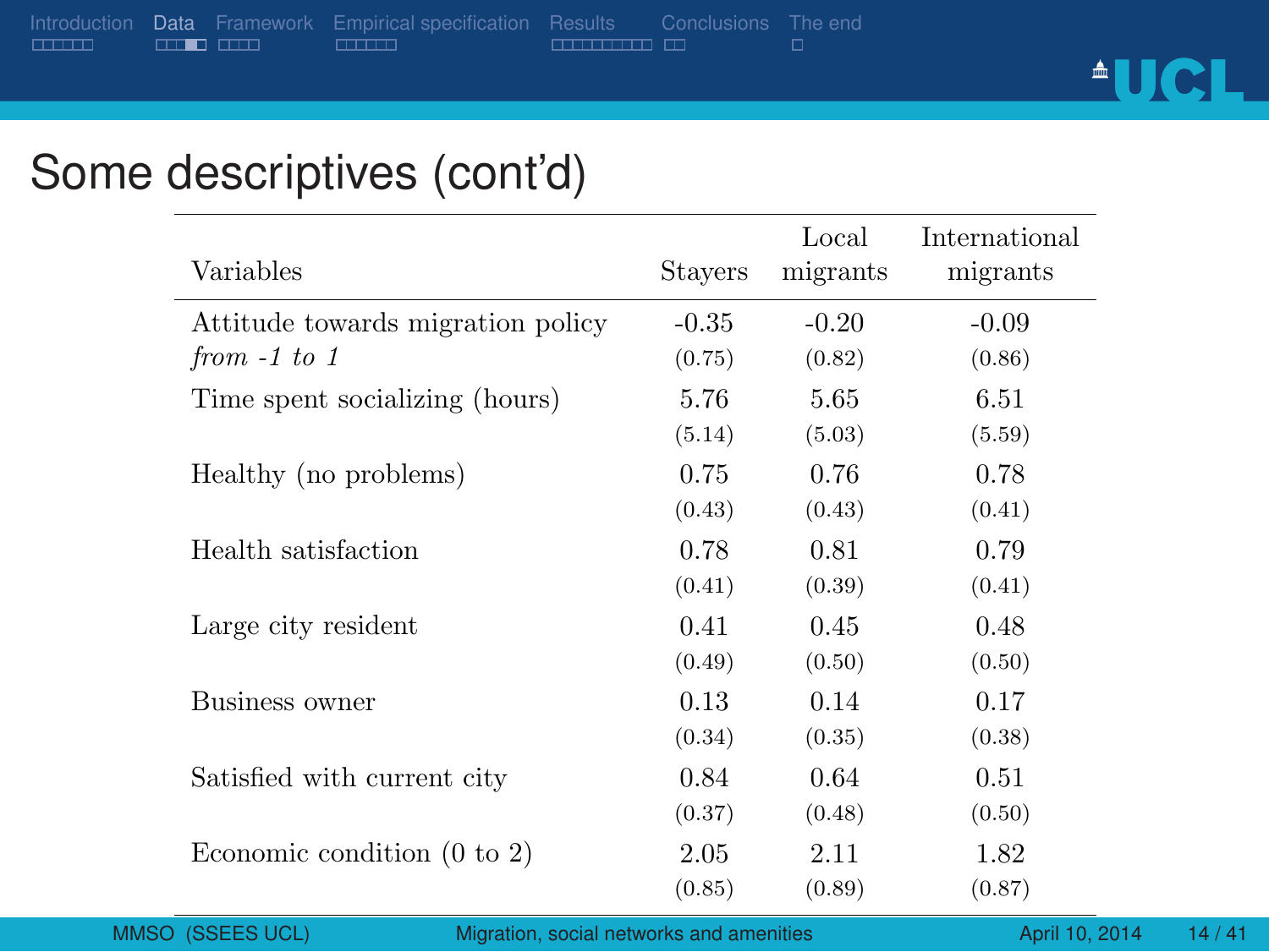# Some descriptives (cont'd)

| Variables | Stayers | Local migrants | International migrants |
|---|---|---|---|
| Attitude towards migration policy | -0.35 | -0.20 | -0.09 |
| *from -1 to 1* | (0.75) | (0.82) | (0.86) |
| Time spent socializing (hours) | 5.76 | 5.65 | 6.51 |
| | (5.14) | (5.03) | (5.59) |
| Healthy (no problems) | 0.75 | 0.76 | 0.78 |
| | (0.43) | (0.43) | (0.41) |
| Health satisfaction | 0.78 | 0.81 | 0.79 |
| | (0.41) | (0.39) | (0.41) |
| Large city resident | 0.41 | 0.45 | 0.48 |
| | (0.49) | (0.50) | (0.50) |
| Business owner | 0.13 | 0.14 | 0.17 |
| | (0.34) | (0.35) | (0.38) |
| Satisfied with current city | 0.84 | 0.64 | 0.51 |
| | (0.37) | (0.48) | (0.50) |
| Economic condition (0 to 2) | 2.05 | 2.11 | 1.82 |
| | (0.85) | (0.89) | (0.87) |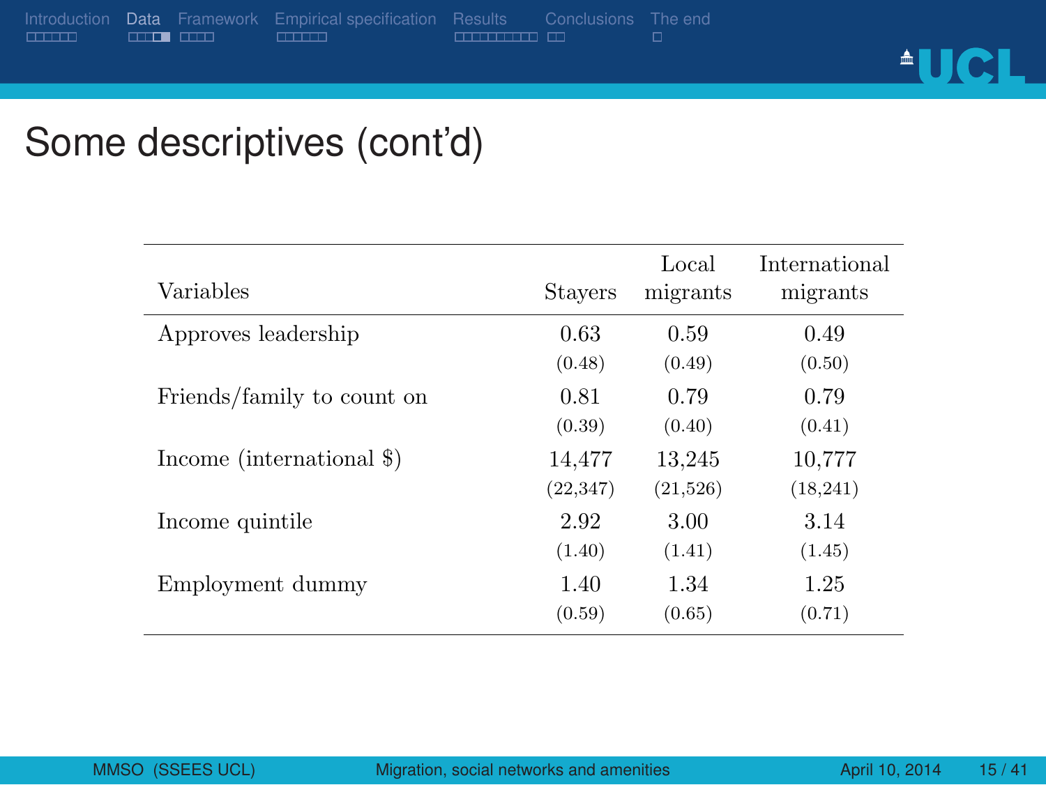## Some descriptives (cont'd)

| Variables | Stayers | Local migrants | International migrants |
|---|---|---|---|
| Approves leadership | 0.63 | 0.59 | 0.49 |
| | (0.48) | (0.49) | (0.50) |
| Friends/family to count on | 0.81 | 0.79 | 0.79 |
| | (0.39) | (0.40) | (0.41) |
| Income (international $) | 14,477 | 13,245 | 10,777 |
| | (22,347) | (21,526) | (18,241) |
| Income quintile | 2.92 | 3.00 | 3.14 |
| | (1.40) | (1.41) | (1.45) |
| Employment dummy | 1.40 | 1.34 | 1.25 |
| | (0.59) | (0.65) | (0.71) |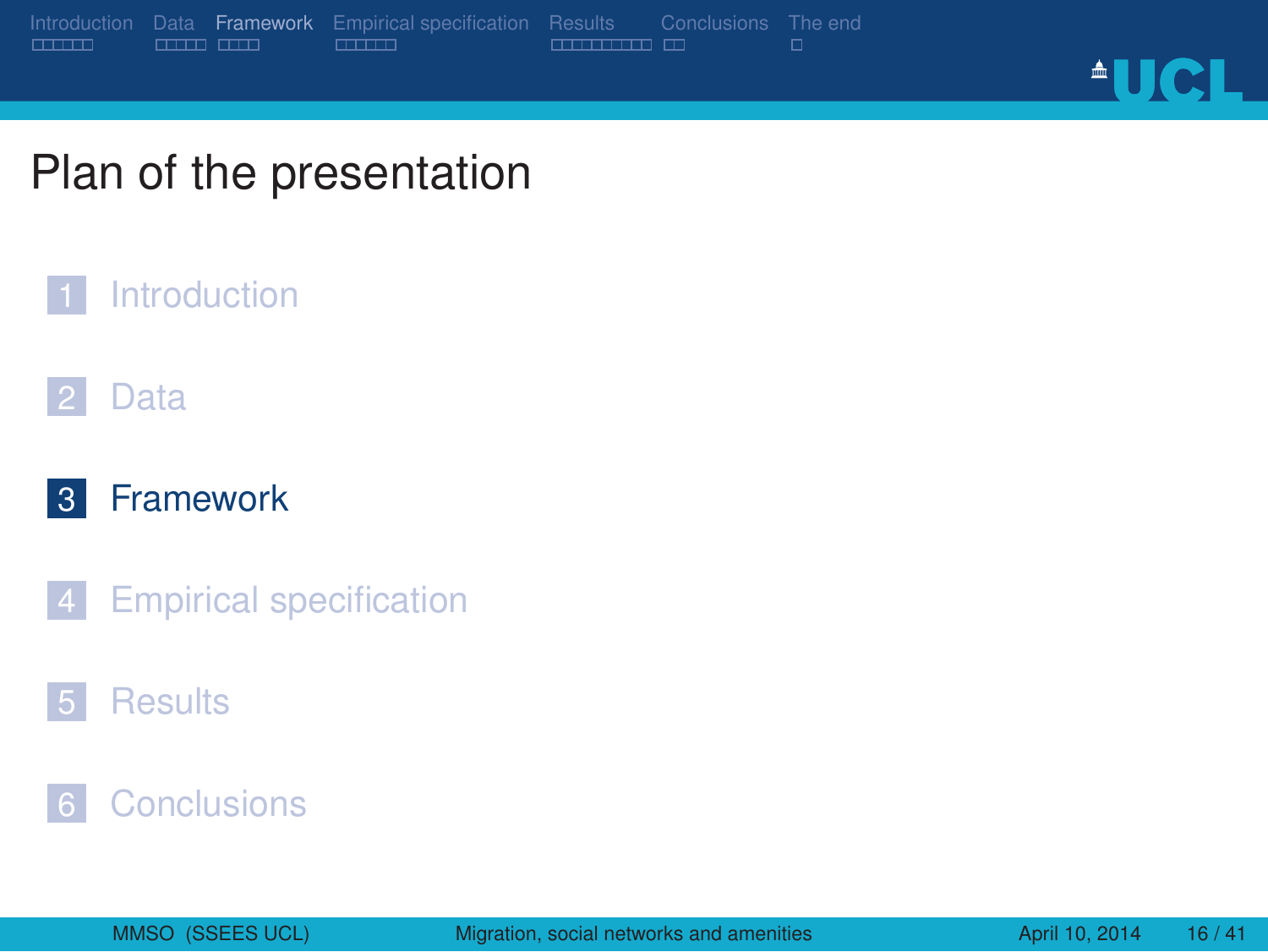# Plan of the presentation

1. Introduction
2. Data
3. **Framework**
4. Empirical specification
5. Results
6. Conclusions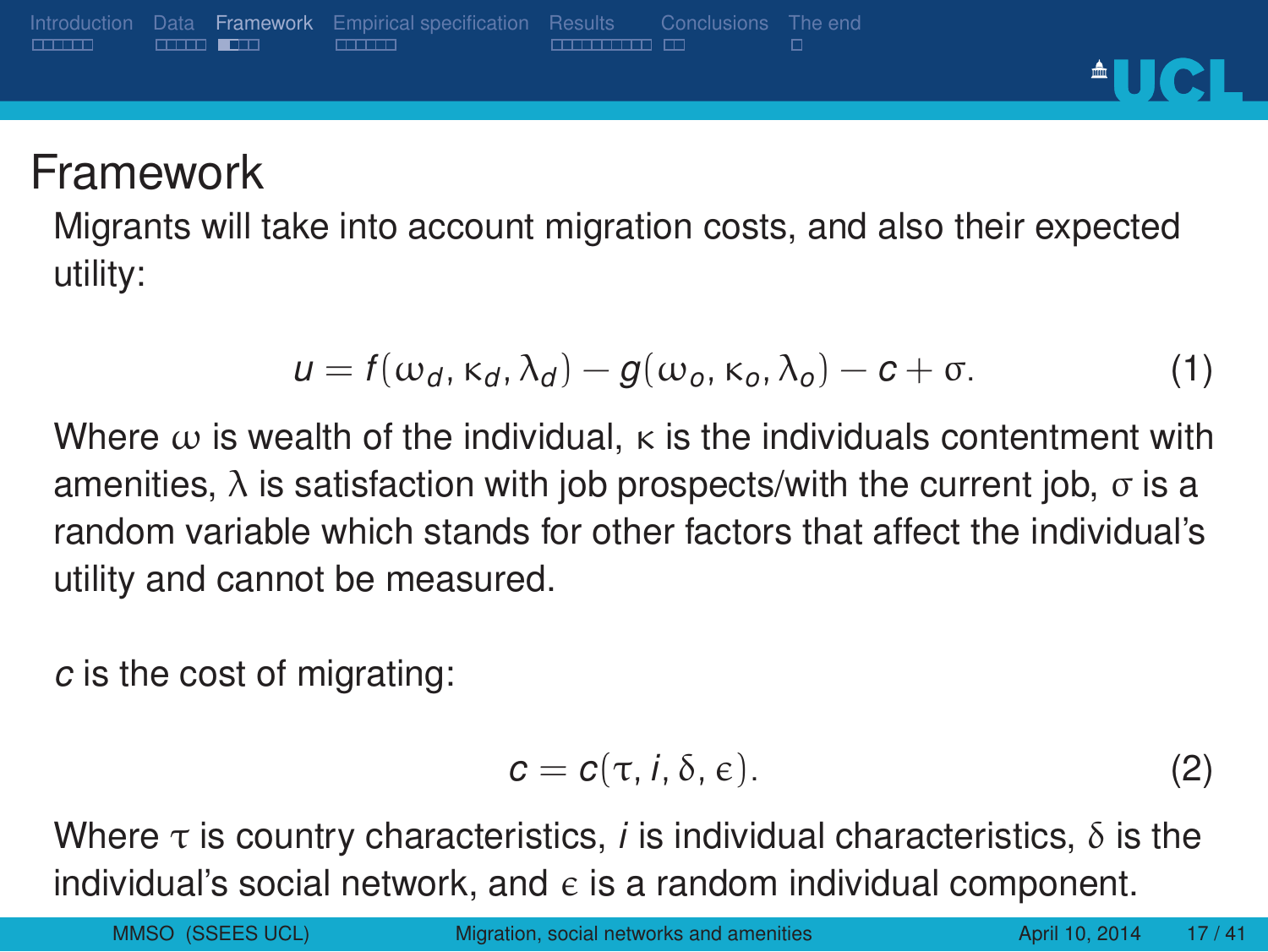# Framework

Migrants will take into account migration costs, and also their expected utility:

$$u = f(\omega_d, \kappa_d, \lambda_d) - g(\omega_o, \kappa_o, \lambda_o) - c + \sigma. \tag{1}$$

Where $\omega$ is wealth of the individual, $\kappa$ is the individuals contentment with amenities, $\lambda$ is satisfaction with job prospects/with the current job, $\sigma$ is a random variable which stands for other factors that affect the individual's utility and cannot be measured.

$c$ is the cost of migrating:

$$c = c(\tau, i, \delta, \epsilon). \tag{2}$$

Where $\tau$ is country characteristics, $i$ is individual characteristics, $\delta$ is the individual's social network, and $\epsilon$ is a random individual component.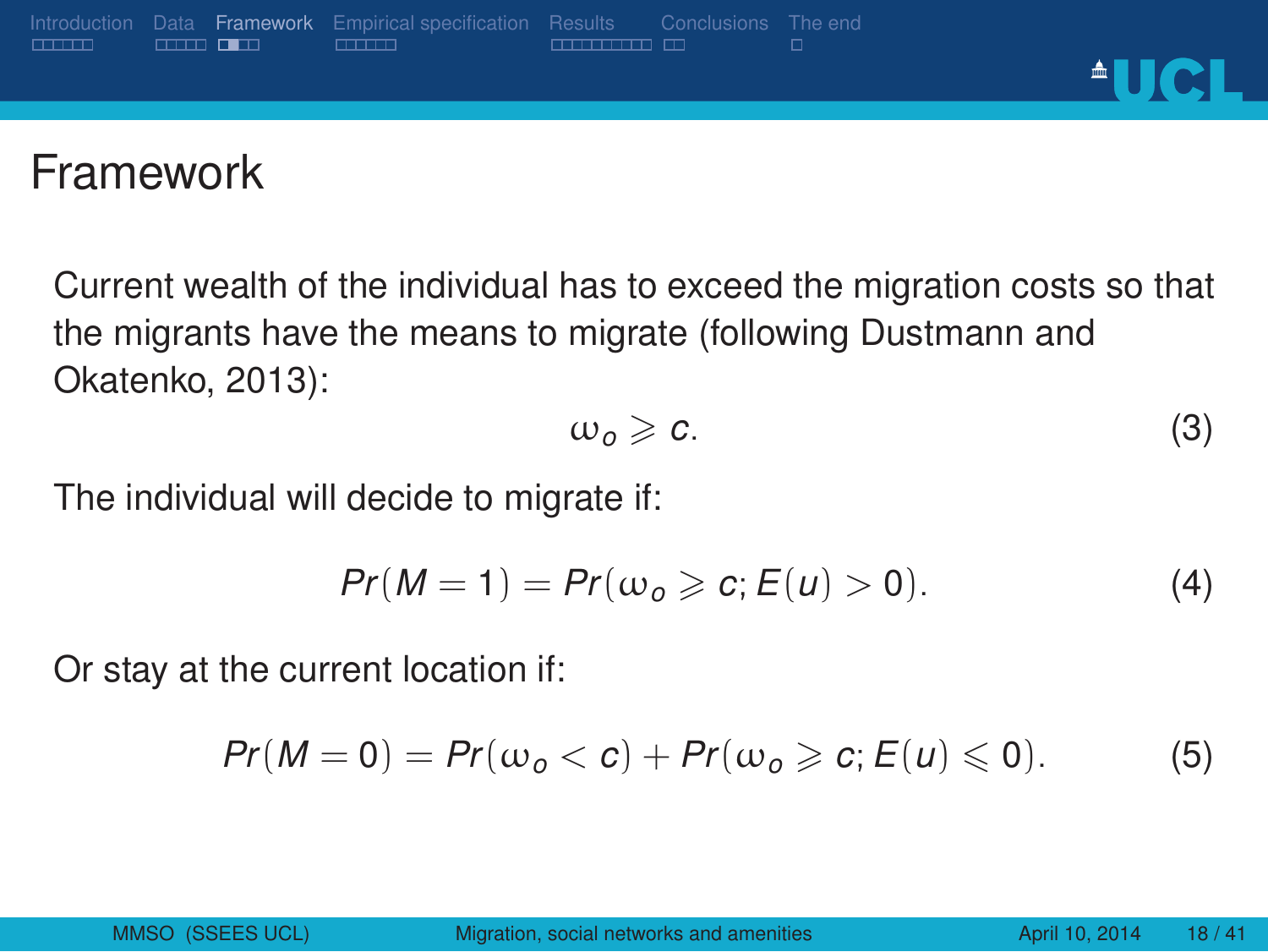# Framework

Current wealth of the individual has to exceed the migration costs so that the migrants have the means to migrate (following Dustmann and Okatenko, 2013):

$$\omega_o \geqslant c. \tag{3}$$

The individual will decide to migrate if:

$$Pr(M = 1) = Pr(\omega_o \geqslant c; E(u) > 0). \tag{4}$$

Or stay at the current location if:

$$Pr(M = 0) = Pr(\omega_o < c) + Pr(\omega_o \geqslant c; E(u) \leqslant 0). \tag{5}$$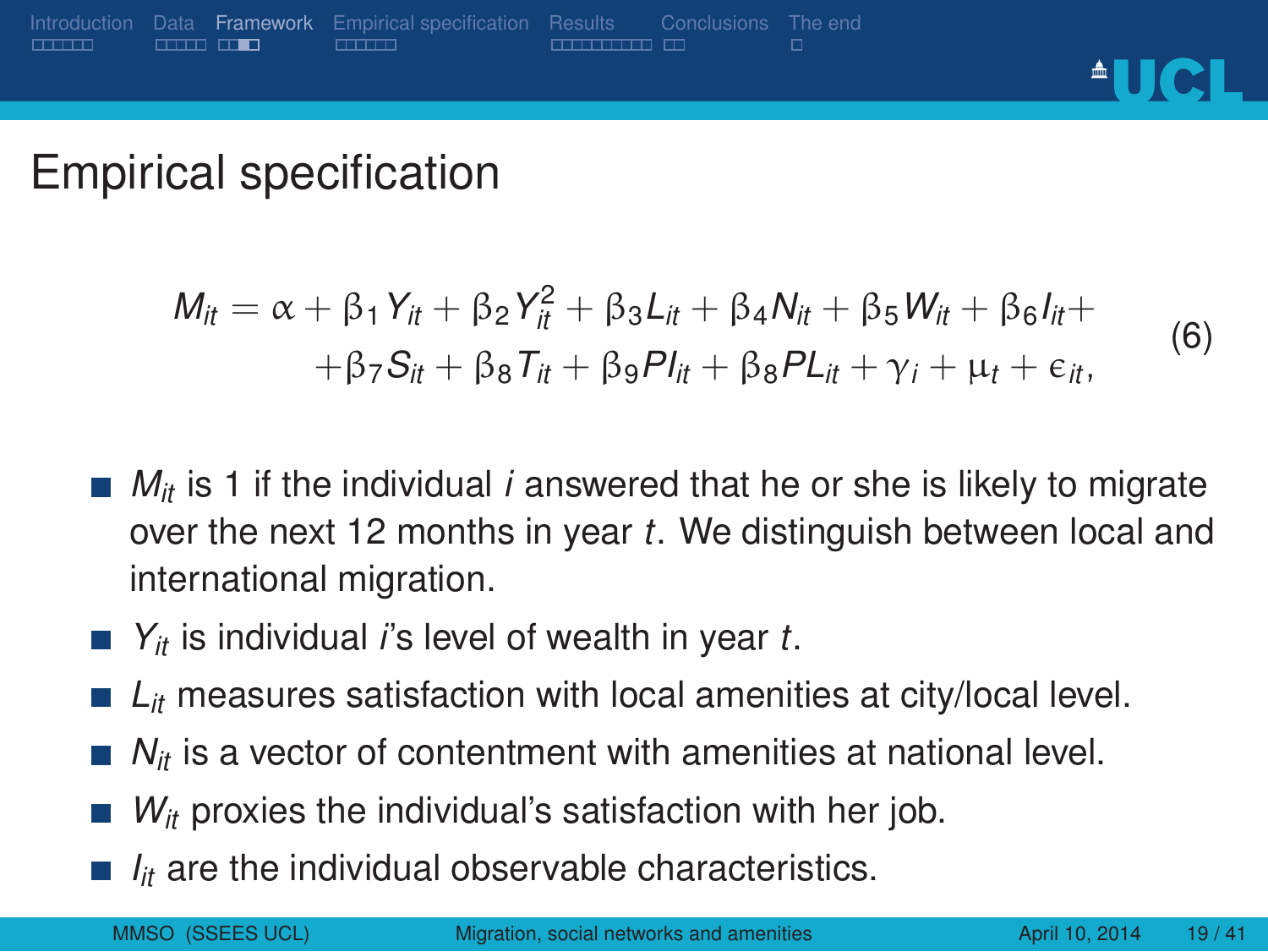# Empirical specification

$$
\begin{aligned}
M_{it} = \alpha + \beta_1 Y_{it} + \beta_2 Y_{it}^2 + \beta_3 L_{it} + \beta_4 N_{it} + \beta_5 W_{it} + \beta_6 I_{it} + \\
+ \beta_7 S_{it} + \beta_8 T_{it} + \beta_9 PI_{it} + \beta_8 PL_{it} + \gamma_i + \mu_t + \epsilon_{it},
\end{aligned} \tag{6}
$$

- $M_{it}$ is 1 if the individual $i$ answered that he or she is likely to migrate over the next 12 months in year $t$. We distinguish between local and international migration.
- $Y_{it}$ is individual $i$'s level of wealth in year $t$.
- $L_{it}$ measures satisfaction with local amenities at city/local level.
- $N_{it}$ is a vector of contentment with amenities at national level.
- $W_{it}$ proxies the individual's satisfaction with her job.
- $I_{it}$ are the individual observable characteristics.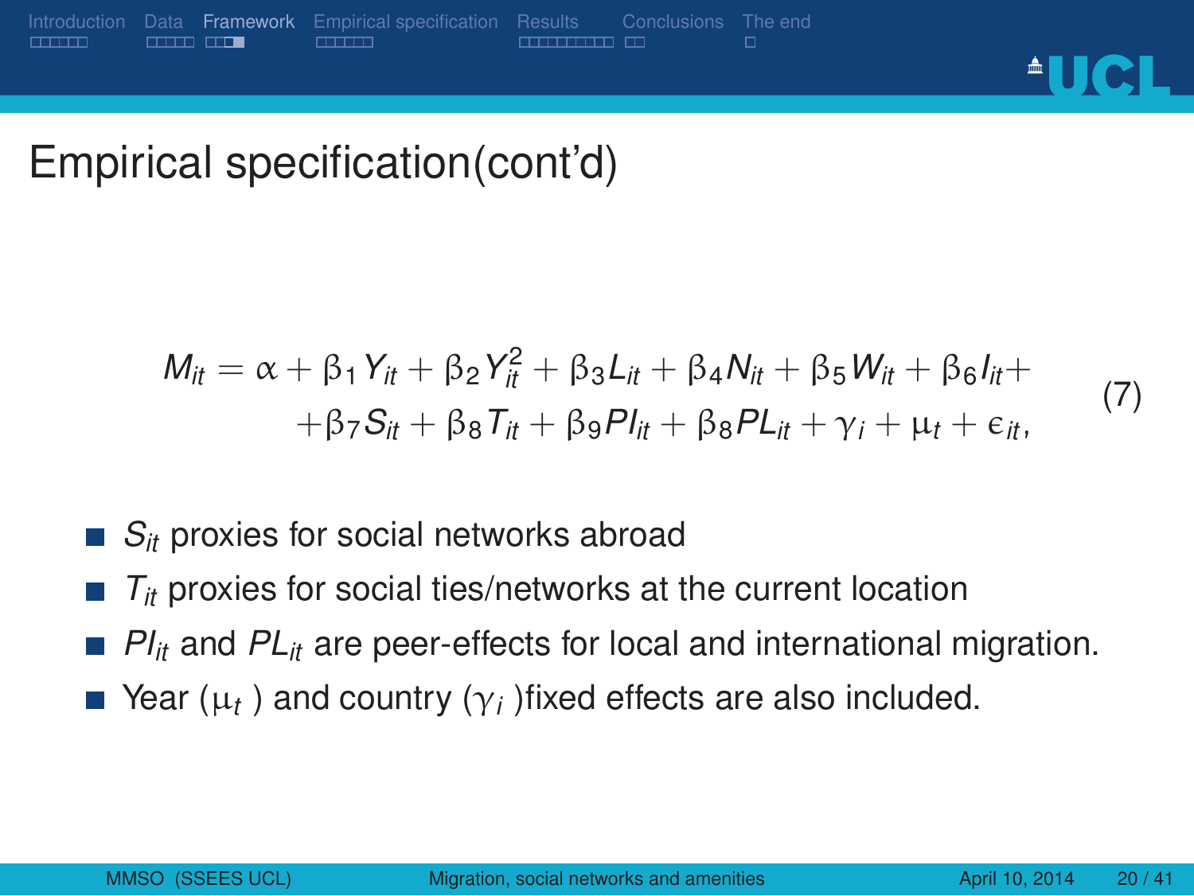# Empirical specification(cont'd)

$$
\begin{aligned}
M_{it} = \alpha + \beta_1 Y_{it} + \beta_2 Y_{it}^2 + \beta_3 L_{it} + \beta_4 N_{it} + \beta_5 W_{it} + \beta_6 I_{it} + \\
+ \beta_7 S_{it} + \beta_8 T_{it} + \beta_9 PI_{it} + \beta_8 PL_{it} + \gamma_i + \mu_t + \epsilon_{it},
\end{aligned}
\tag{7}
$$

- $S_{it}$ proxies for social networks abroad
- $T_{it}$ proxies for social ties/networks at the current location
- $PI_{it}$ and $PL_{it}$ are peer-effects for local and international migration.
- Year ($\mu_t$ ) and country ($\gamma_i$ )fixed effects are also included.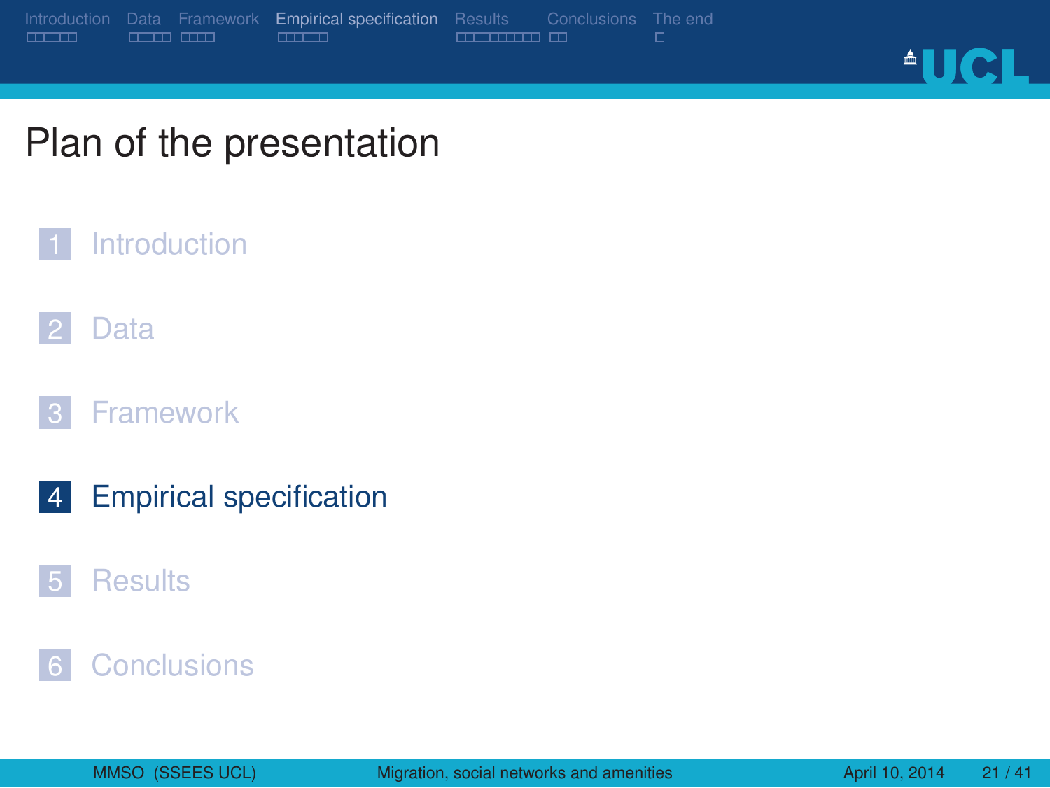# Plan of the presentation

1. Introduction
2. Data
3. Framework
4. **Empirical specification**
5. Results
6. Conclusions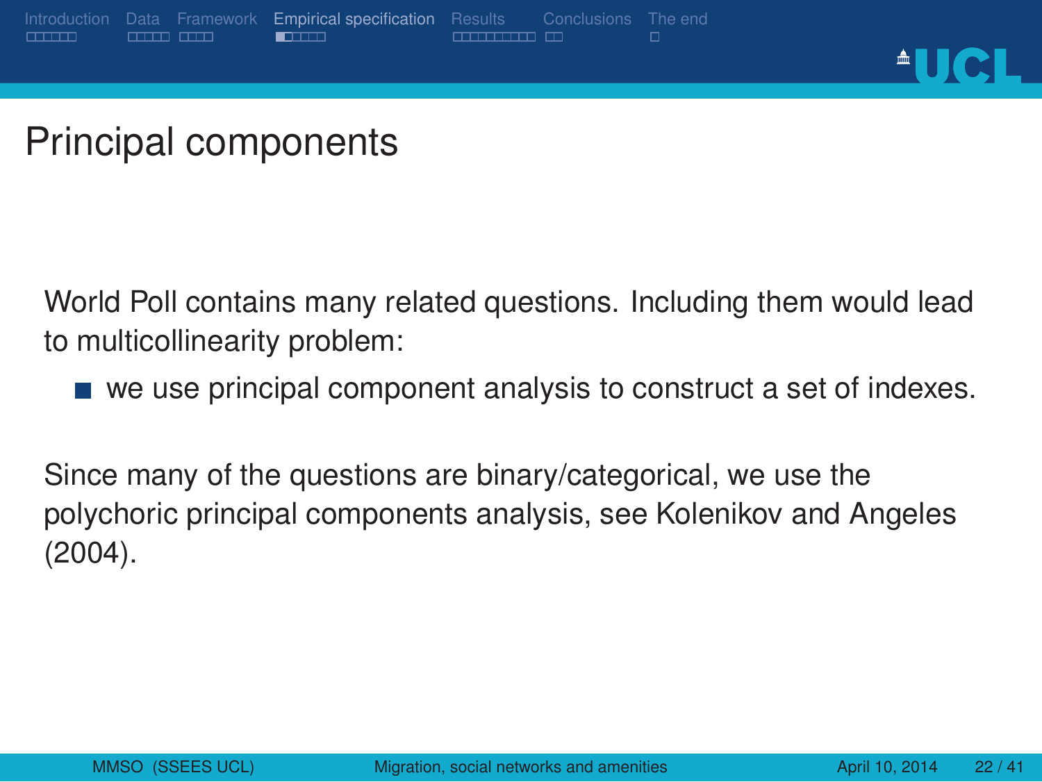# Principal components

World Poll contains many related questions. Including them would lead to multicollinearity problem:

- we use principal component analysis to construct a set of indexes.

Since many of the questions are binary/categorical, we use the polychoric principal components analysis, see Kolenikov and Angeles (2004).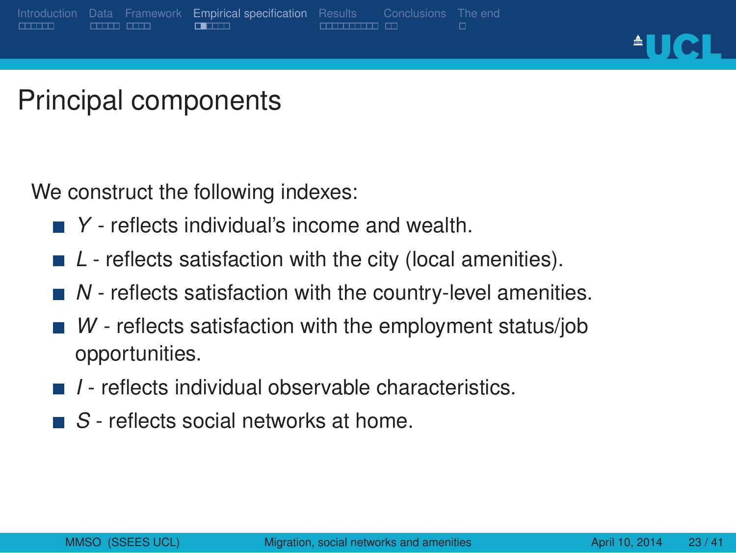# Principal components

We construct the following indexes:

- $Y$ - reflects individual's income and wealth.
- $L$ - reflects satisfaction with the city (local amenities).
- $N$ - reflects satisfaction with the country-level amenities.
- $W$ - reflects satisfaction with the employment status/job opportunities.
- $I$ - reflects individual observable characteristics.
- $S$ - reflects social networks at home.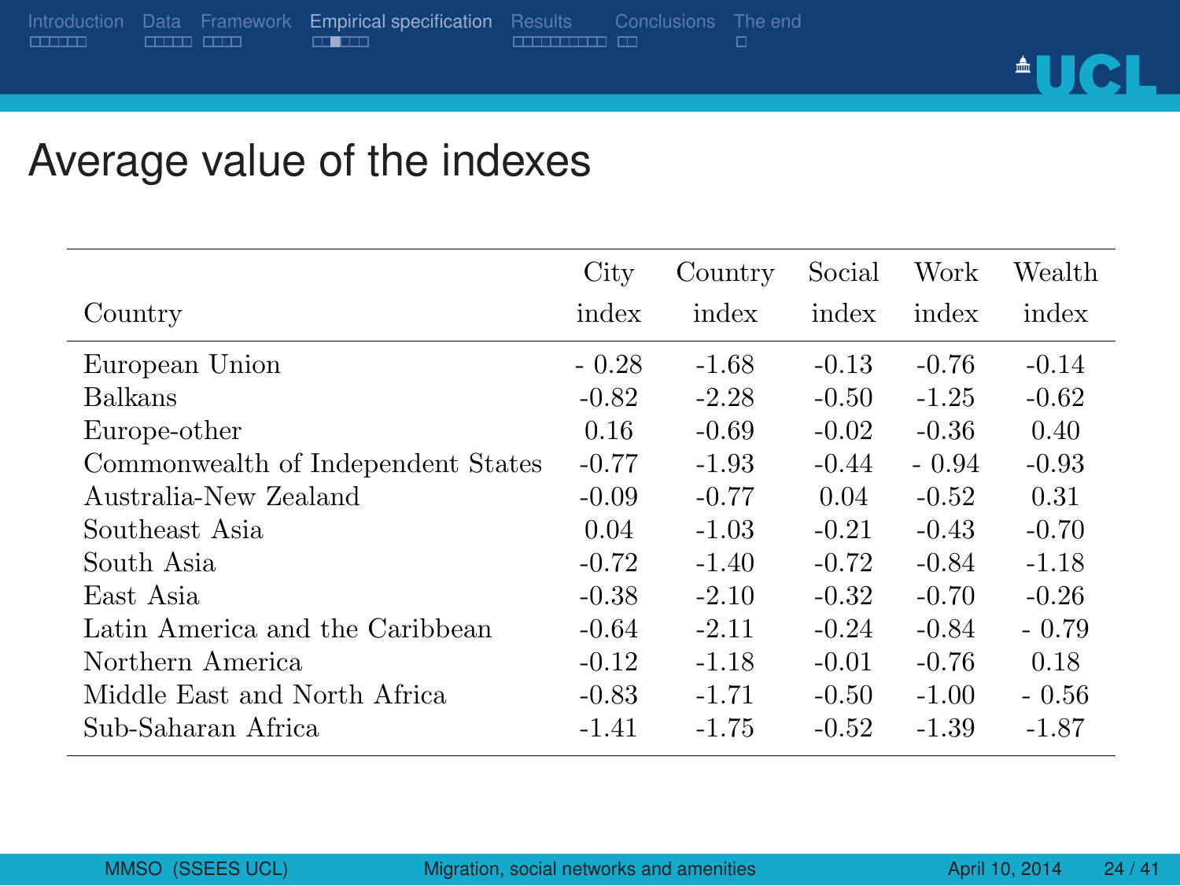# Average value of the indexes

| Country | City index | Country index | Social index | Work index | Wealth index |
|---|---|---|---|---|---|
| European Union | - 0.28 | -1.68 | -0.13 | -0.76 | -0.14 |
| Balkans | -0.82 | -2.28 | -0.50 | -1.25 | -0.62 |
| Europe-other | 0.16 | -0.69 | -0.02 | -0.36 | 0.40 |
| Commonwealth of Independent States | -0.77 | -1.93 | -0.44 | - 0.94 | -0.93 |
| Australia-New Zealand | -0.09 | -0.77 | 0.04 | -0.52 | 0.31 |
| Southeast Asia | 0.04 | -1.03 | -0.21 | -0.43 | -0.70 |
| South Asia | -0.72 | -1.40 | -0.72 | -0.84 | -1.18 |
| East Asia | -0.38 | -2.10 | -0.32 | -0.70 | -0.26 |
| Latin America and the Caribbean | -0.64 | -2.11 | -0.24 | -0.84 | - 0.79 |
| Northern America | -0.12 | -1.18 | -0.01 | -0.76 | 0.18 |
| Middle East and North Africa | -0.83 | -1.71 | -0.50 | -1.00 | - 0.56 |
| Sub-Saharan Africa | -1.41 | -1.75 | -0.52 | -1.39 | -1.87 |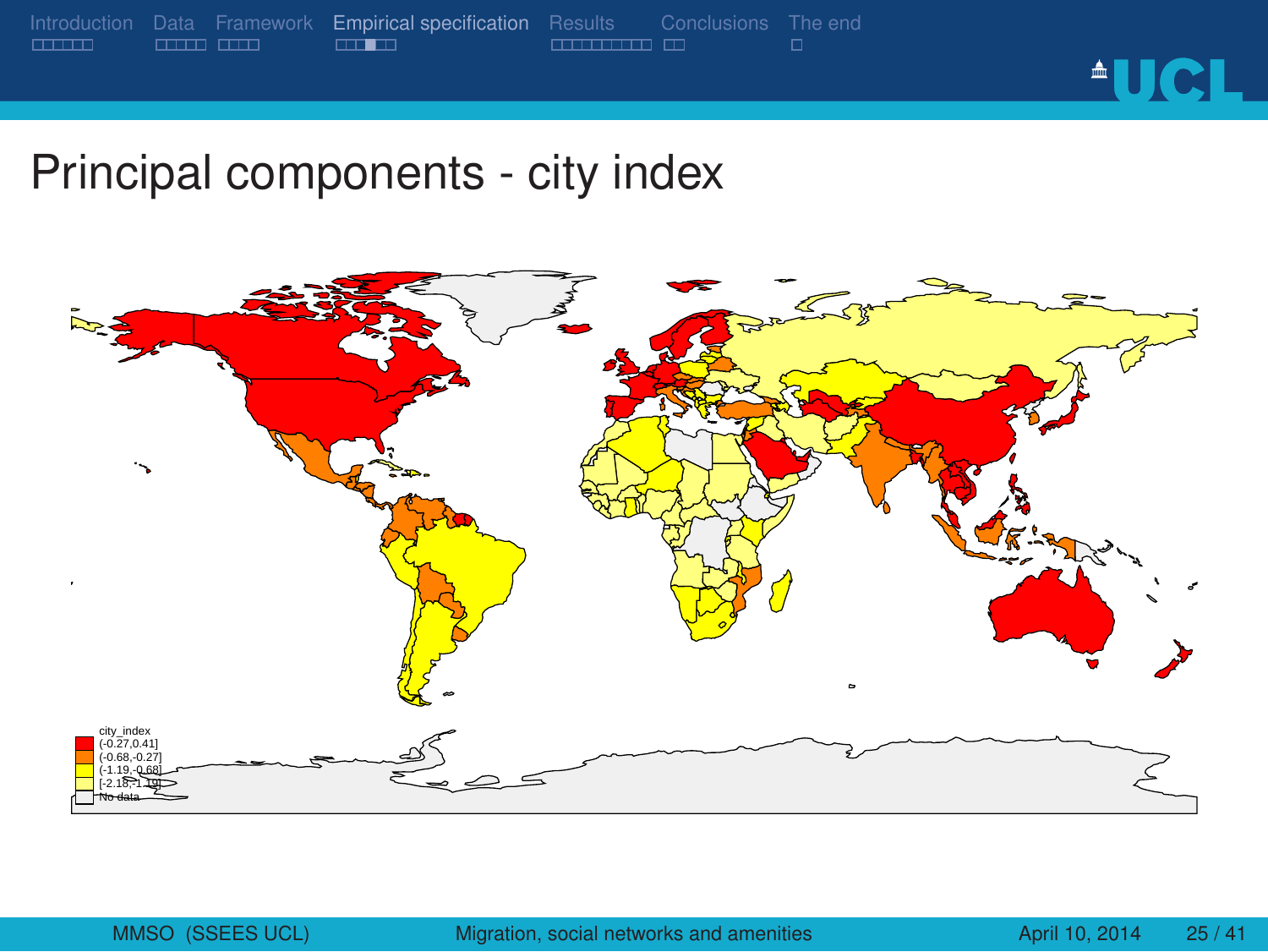# Principal components - city index

city_index
- (-0.27,0.41]
- (-0.68,-0.27]
- (-1.19,-0.68]
- [-2.18,-1.19]
- No data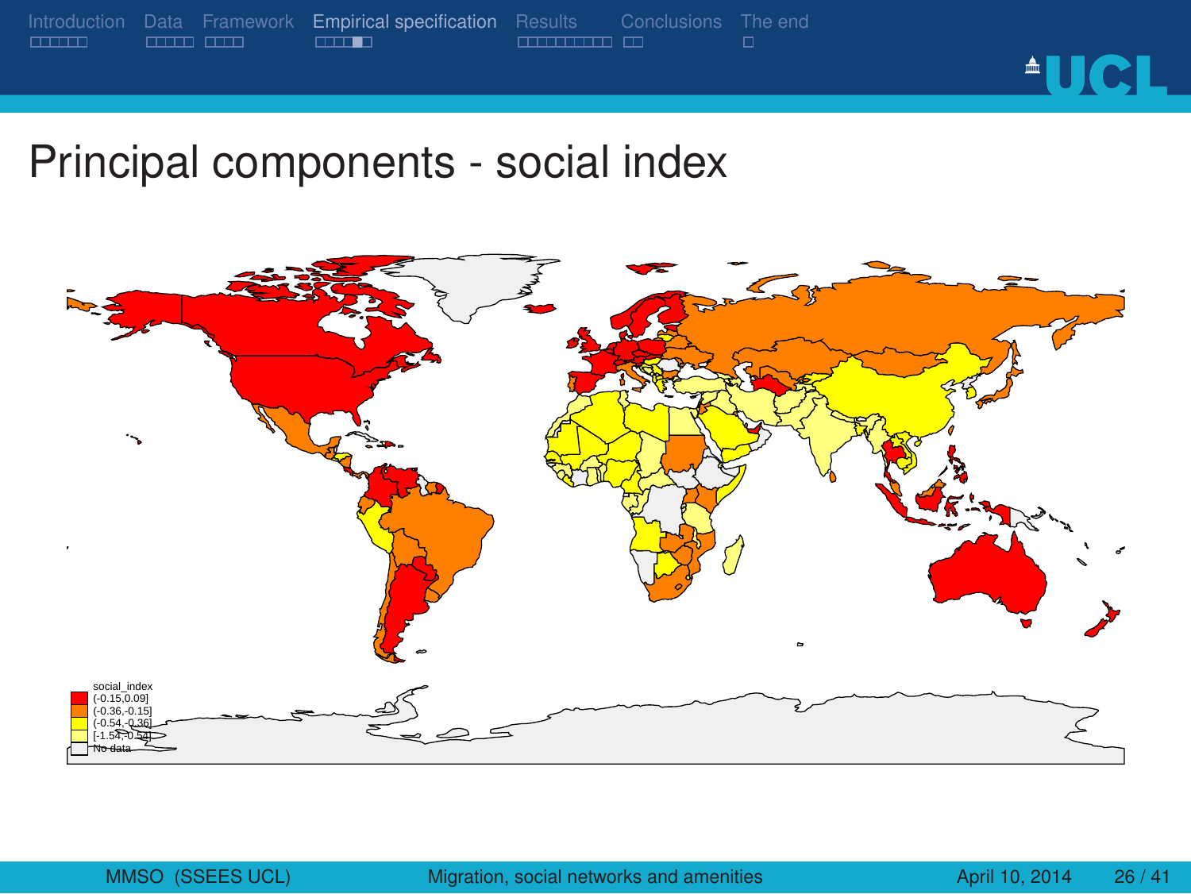# Principal components - social index

social_index
(-0.15,0.09]
(-0.36,-0.15]
(-0.54,-0.36]
[-1.54,-0.54]
No data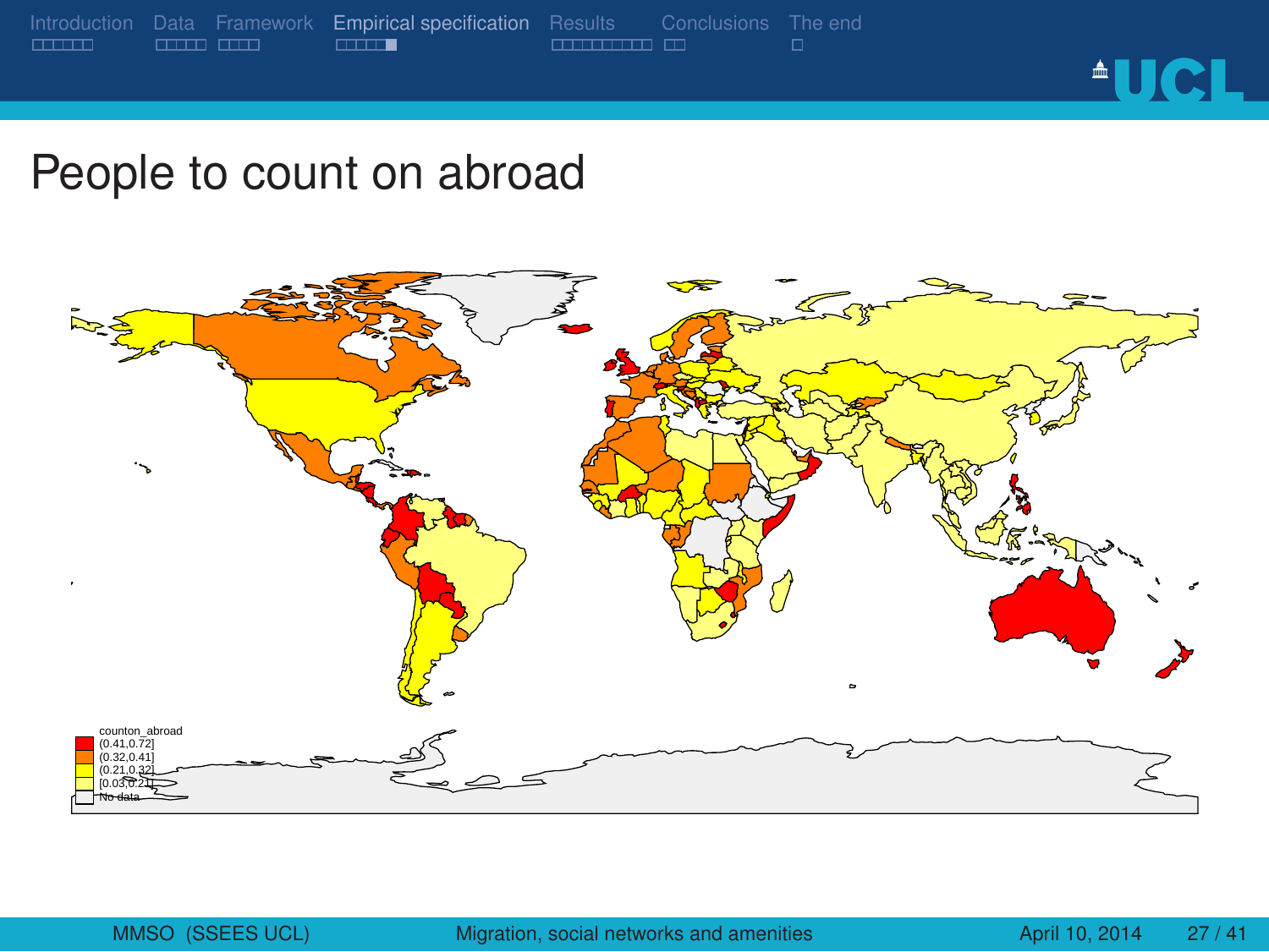# People to count on abroad

counton_abroad
(0.41,0.72]
(0.32,0.41]
(0.21,0.32]
[0.03,0.21]
No data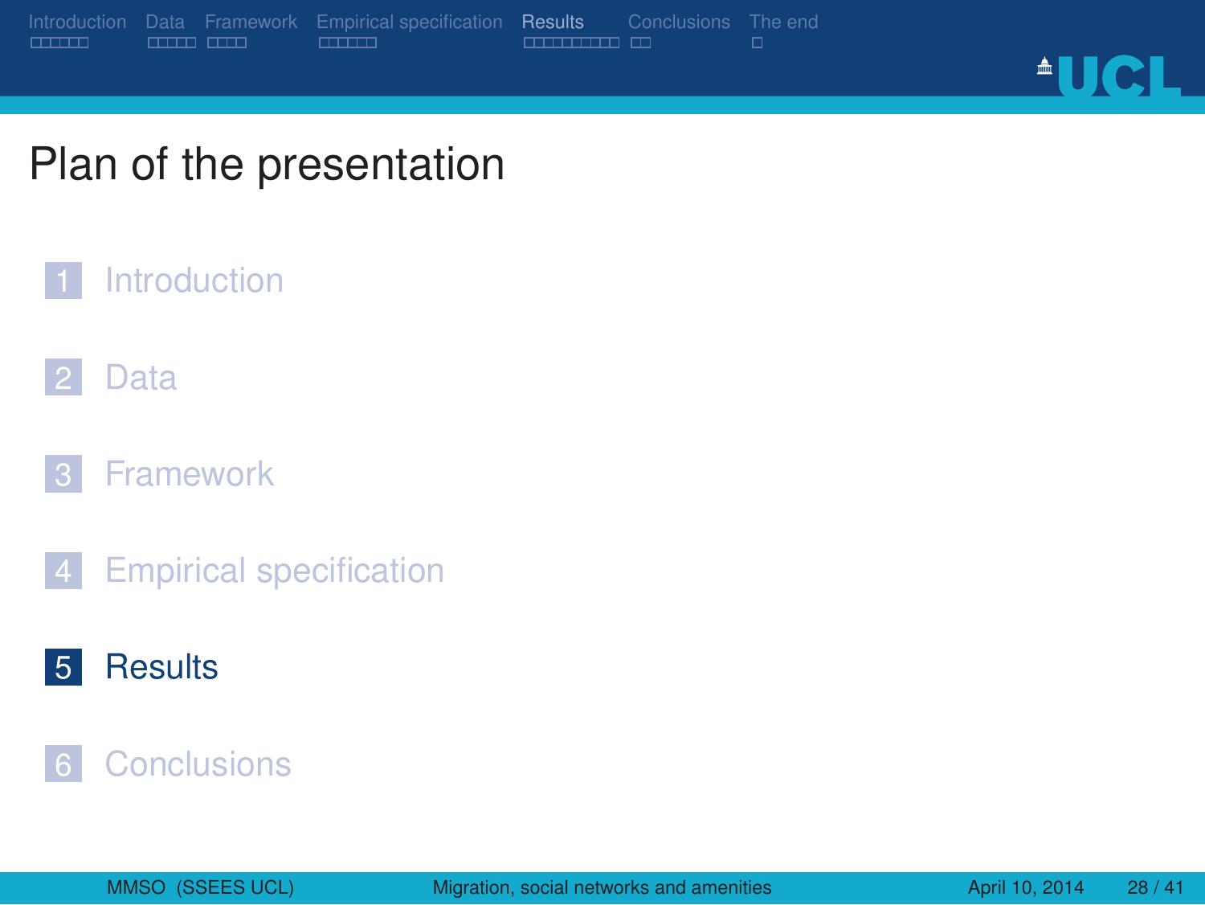# Plan of the presentation

1. Introduction
2. Data
3. Framework
4. Empirical specification
5. **Results**
6. Conclusions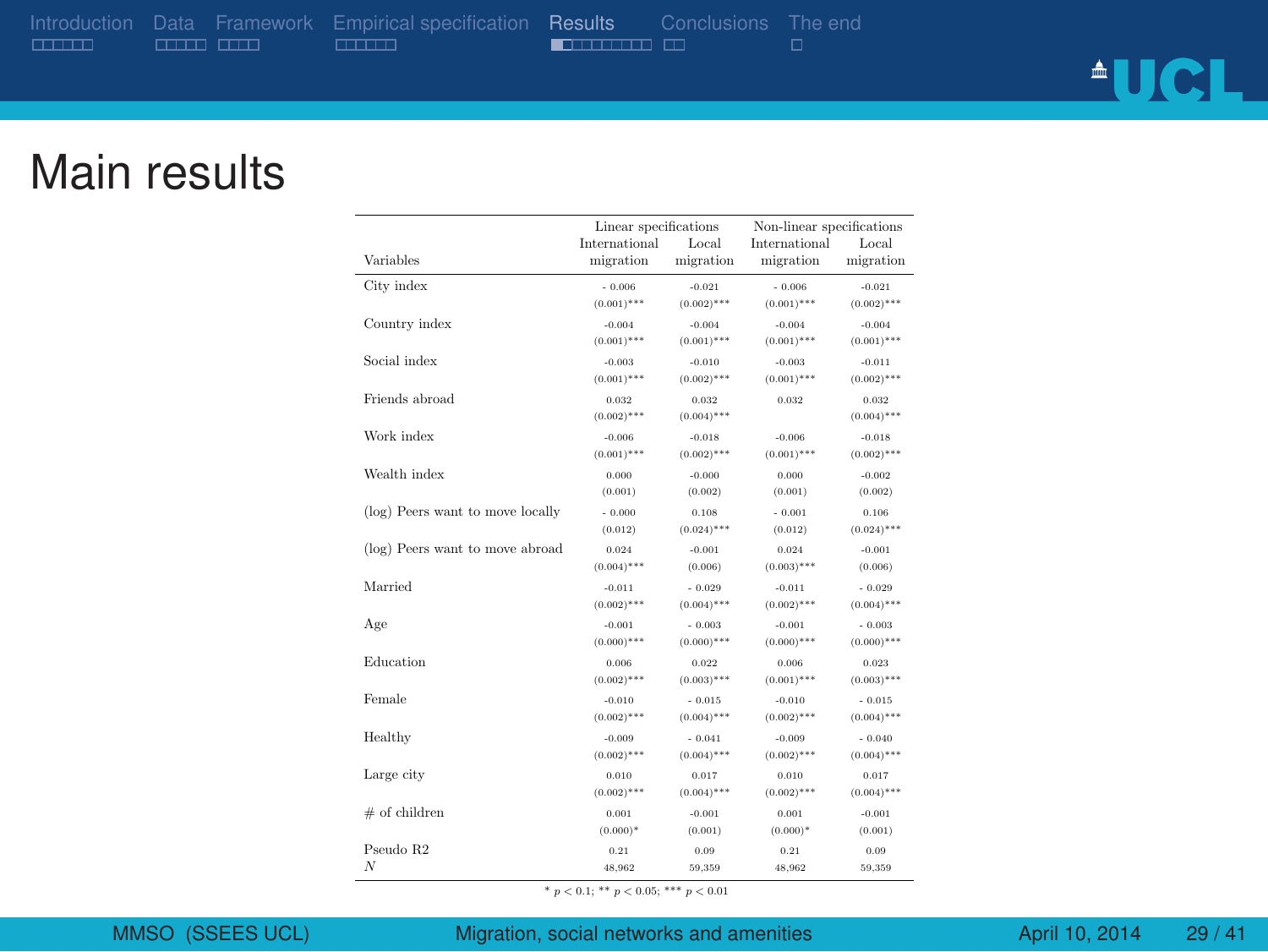# Main results

| Variables | Linear specifications | | Non-linear specifications | |
|---|---|---|---|---|
| | International migration | Local migration | International migration | Local migration |
| City index | - 0.006 | -0.021 | - 0.006 | -0.021 |
| | (0.001)*** | (0.002)*** | (0.001)*** | (0.002)*** |
| Country index | -0.004 | -0.004 | -0.004 | -0.004 |
| | (0.001)*** | (0.001)*** | (0.001)*** | (0.001)*** |
| Social index | -0.003 | -0.010 | -0.003 | -0.011 |
| | (0.001)*** | (0.002)*** | (0.001)*** | (0.002)*** |
| Friends abroad | 0.032 | 0.032 | 0.032 | 0.032 |
| | (0.002)*** | (0.004)*** | | (0.004)*** |
| Work index | -0.006 | -0.018 | -0.006 | -0.018 |
| | (0.001)*** | (0.002)*** | (0.001)*** | (0.002)*** |
| Wealth index | 0.000 | -0.000 | 0.000 | -0.002 |
| | (0.001) | (0.002) | (0.001) | (0.002) |
| (log) Peers want to move locally | - 0.000 | 0.108 | - 0.001 | 0.106 |
| | (0.012) | (0.024)*** | (0.012) | (0.024)*** |
| (log) Peers want to move abroad | 0.024 | -0.001 | 0.024 | -0.001 |
| | (0.004)*** | (0.006) | (0.003)*** | (0.006) |
| Married | -0.011 | - 0.029 | -0.011 | - 0.029 |
| | (0.002)*** | (0.004)*** | (0.002)*** | (0.004)*** |
| Age | -0.001 | - 0.003 | -0.001 | - 0.003 |
| | (0.000)*** | (0.000)*** | (0.000)*** | (0.000)*** |
| Education | 0.006 | 0.022 | 0.006 | 0.023 |
| | (0.002)*** | (0.003)*** | (0.001)*** | (0.003)*** |
| Female | -0.010 | - 0.015 | -0.010 | - 0.015 |
| | (0.002)*** | (0.004)*** | (0.002)*** | (0.004)*** |
| Healthy | -0.009 | - 0.041 | -0.009 | - 0.040 |
| | (0.002)*** | (0.004)*** | (0.002)*** | (0.004)*** |
| Large city | 0.010 | 0.017 | 0.010 | 0.017 |
| | (0.002)*** | (0.004)*** | (0.002)*** | (0.004)*** |
| # of children | 0.001 | -0.001 | 0.001 | -0.001 |
| | (0.000)* | (0.001) | (0.000)* | (0.001) |
| Pseudo R2 | 0.21 | 0.09 | 0.21 | 0.09 |
| $N$ | 48,962 | 59,359 | 48,962 | 59,359 |

* $p < 0.1$; ** $p < 0.05$; *** $p < 0.01$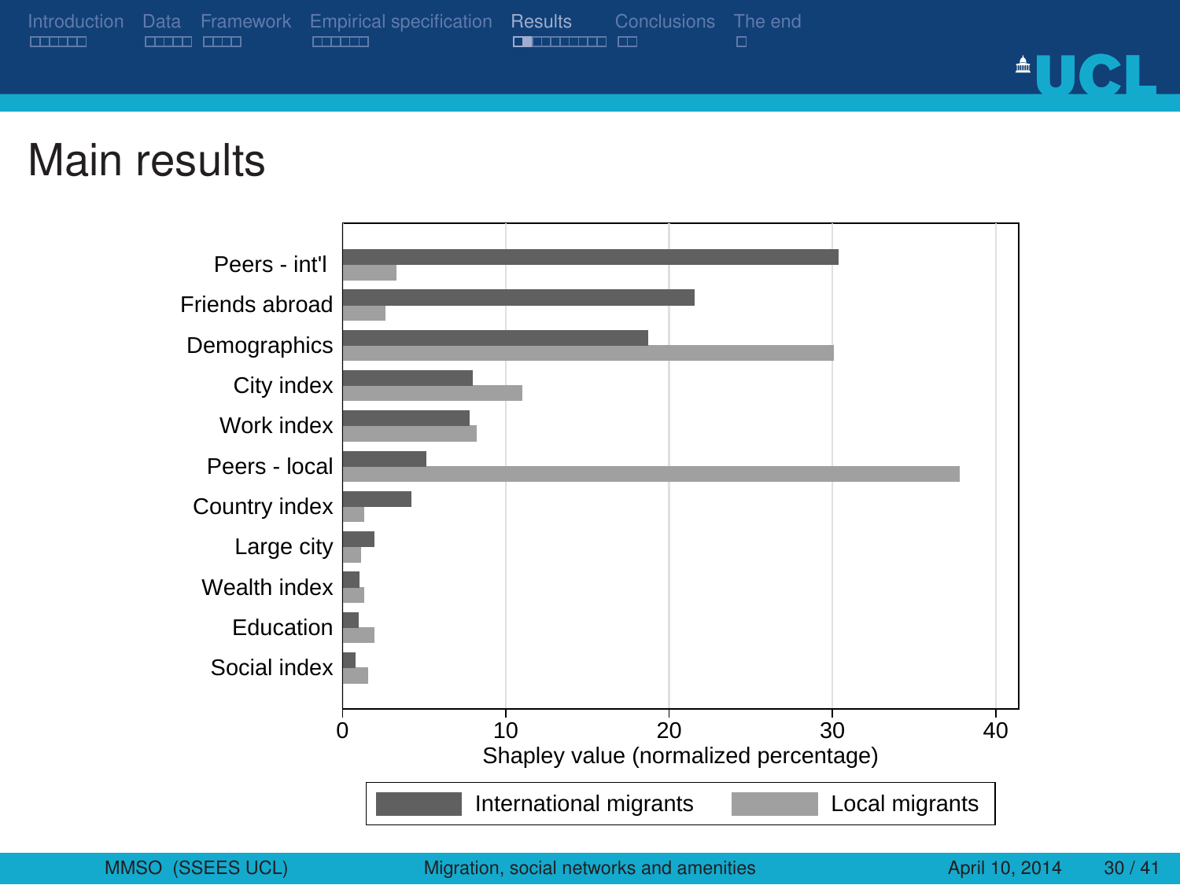# Main results

| | International migrants | Local migrants |
|---|---|---|
| Peers - int'l | 30.4 | 3.3 |
| Friends abroad | 21.6 | 2.6 |
| Demographics | 18.7 | 30.1 |
| City index | 8.0 | 11.0 |
| Work index | 7.8 | 8.2 |
| Peers - local | 5.1 | 37.8 |
| Country index | 4.2 | 1.3 |
| Large city | 1.9 | 1.1 |
| Wealth index | 1.0 | 1.3 |
| Education | 1.0 | 1.9 |
| Social index | 0.8 | 1.5 |

Shapley value (normalized percentage)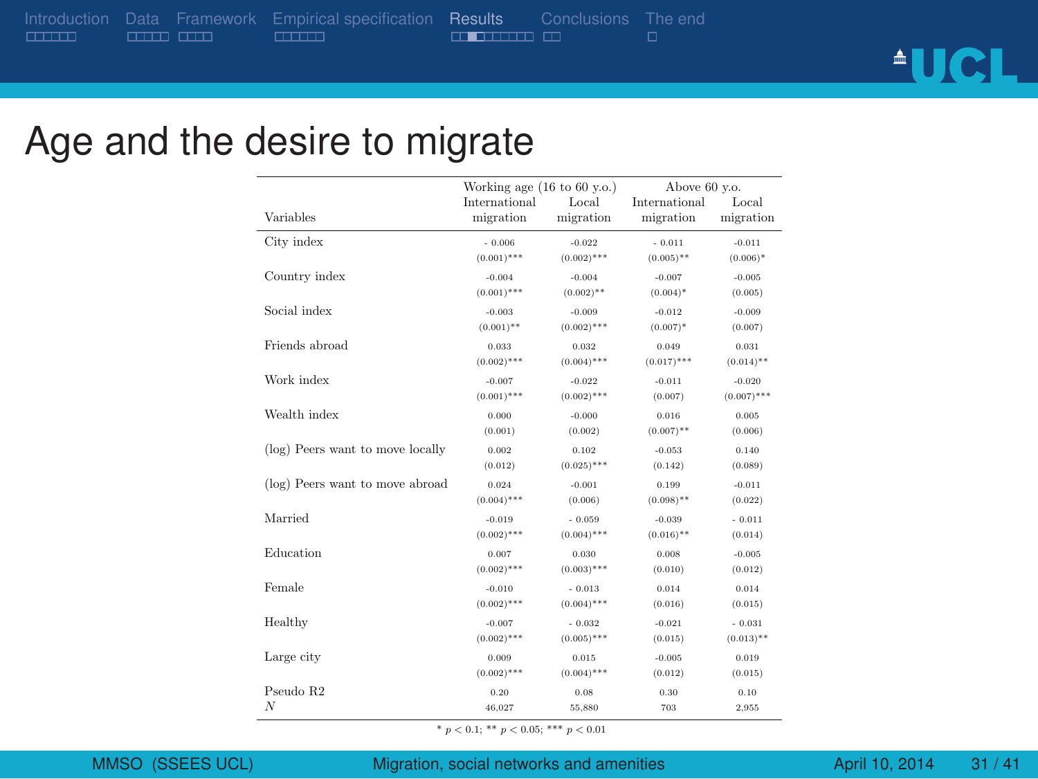# Age and the desire to migrate

| Variables | Working age (16 to 60 y.o.) International migration | Working age (16 to 60 y.o.) Local migration | Above 60 y.o. International migration | Above 60 y.o. Local migration |
|---|---|---|---|---|
| City index | - 0.006 | -0.022 | - 0.011 | -0.011 |
| | (0.001)*** | (0.002)*** | (0.005)** | (0.006)* |
| Country index | -0.004 | -0.004 | -0.007 | -0.005 |
| | (0.001)*** | (0.002)** | (0.004)* | (0.005) |
| Social index | -0.003 | -0.009 | -0.012 | -0.009 |
| | (0.001)** | (0.002)*** | (0.007)* | (0.007) |
| Friends abroad | 0.033 | 0.032 | 0.049 | 0.031 |
| | (0.002)*** | (0.004)*** | (0.017)*** | (0.014)** |
| Work index | -0.007 | -0.022 | -0.011 | -0.020 |
| | (0.001)*** | (0.002)*** | (0.007) | (0.007)*** |
| Wealth index | 0.000 | -0.000 | 0.016 | 0.005 |
| | (0.001) | (0.002) | (0.007)** | (0.006) |
| (log) Peers want to move locally | 0.002 | 0.102 | -0.053 | 0.140 |
| | (0.012) | (0.025)*** | (0.142) | (0.089) |
| (log) Peers want to move abroad | 0.024 | -0.001 | 0.199 | -0.011 |
| | (0.004)*** | (0.006) | (0.098)** | (0.022) |
| Married | -0.019 | - 0.059 | -0.039 | - 0.011 |
| | (0.002)*** | (0.004)*** | (0.016)** | (0.014) |
| Education | 0.007 | 0.030 | 0.008 | -0.005 |
| | (0.002)*** | (0.003)*** | (0.010) | (0.012) |
| Female | -0.010 | - 0.013 | 0.014 | 0.014 |
| | (0.002)*** | (0.004)*** | (0.016) | (0.015) |
| Healthy | -0.007 | - 0.032 | -0.021 | - 0.031 |
| | (0.002)*** | (0.005)*** | (0.015) | (0.013)** |
| Large city | 0.009 | 0.015 | -0.005 | 0.019 |
| | (0.002)*** | (0.004)*** | (0.012) | (0.015) |
| Pseudo R2 | 0.20 | 0.08 | 0.30 | 0.10 |
| $N$ | 46,027 | 55,880 | 703 | 2,955 |

* $p < 0.1$; ** $p < 0.05$; *** $p < 0.01$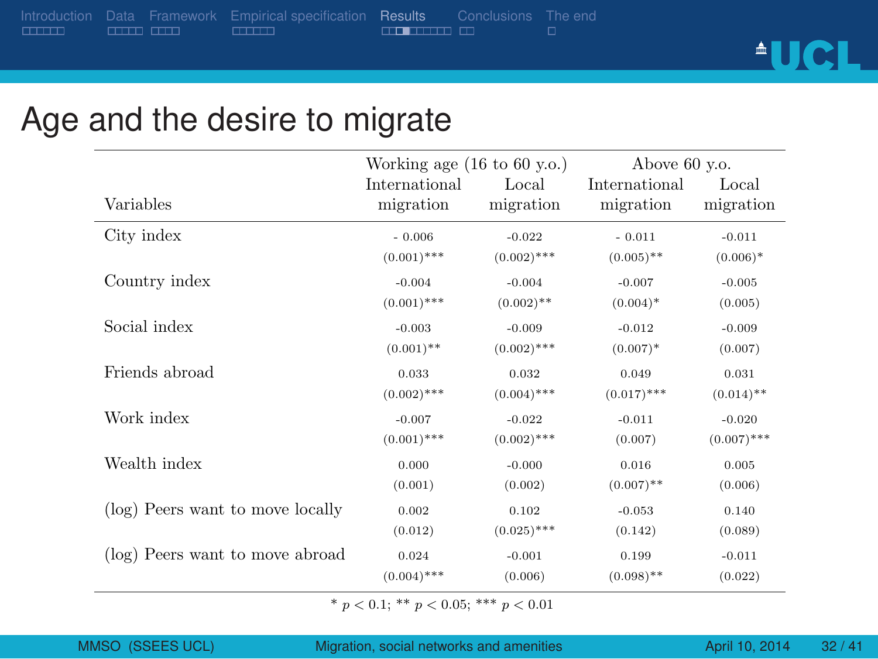# Age and the desire to migrate

| Variables | Working age (16 to 60 y.o.) International migration | Working age (16 to 60 y.o.) Local migration | Above 60 y.o. International migration | Above 60 y.o. Local migration |
|---|---|---|---|---|
| City index | - 0.006 | -0.022 | - 0.011 | -0.011 |
| | (0.001)*** | (0.002)*** | (0.005)** | (0.006)* |
| Country index | -0.004 | -0.004 | -0.007 | -0.005 |
| | (0.001)*** | (0.002)** | (0.004)* | (0.005) |
| Social index | -0.003 | -0.009 | -0.012 | -0.009 |
| | (0.001)** | (0.002)*** | (0.007)* | (0.007) |
| Friends abroad | 0.033 | 0.032 | 0.049 | 0.031 |
| | (0.002)*** | (0.004)*** | (0.017)*** | (0.014)** |
| Work index | -0.007 | -0.022 | -0.011 | -0.020 |
| | (0.001)*** | (0.002)*** | (0.007) | (0.007)*** |
| Wealth index | 0.000 | -0.000 | 0.016 | 0.005 |
| | (0.001) | (0.002) | (0.007)** | (0.006) |
| (log) Peers want to move locally | 0.002 | 0.102 | -0.053 | 0.140 |
| | (0.012) | (0.025)*** | (0.142) | (0.089) |
| (log) Peers want to move abroad | 0.024 | -0.001 | 0.199 | -0.011 |
| | (0.004)*** | (0.006) | (0.098)** | (0.022) |

* $p < 0.1$; ** $p < 0.05$; *** $p < 0.01$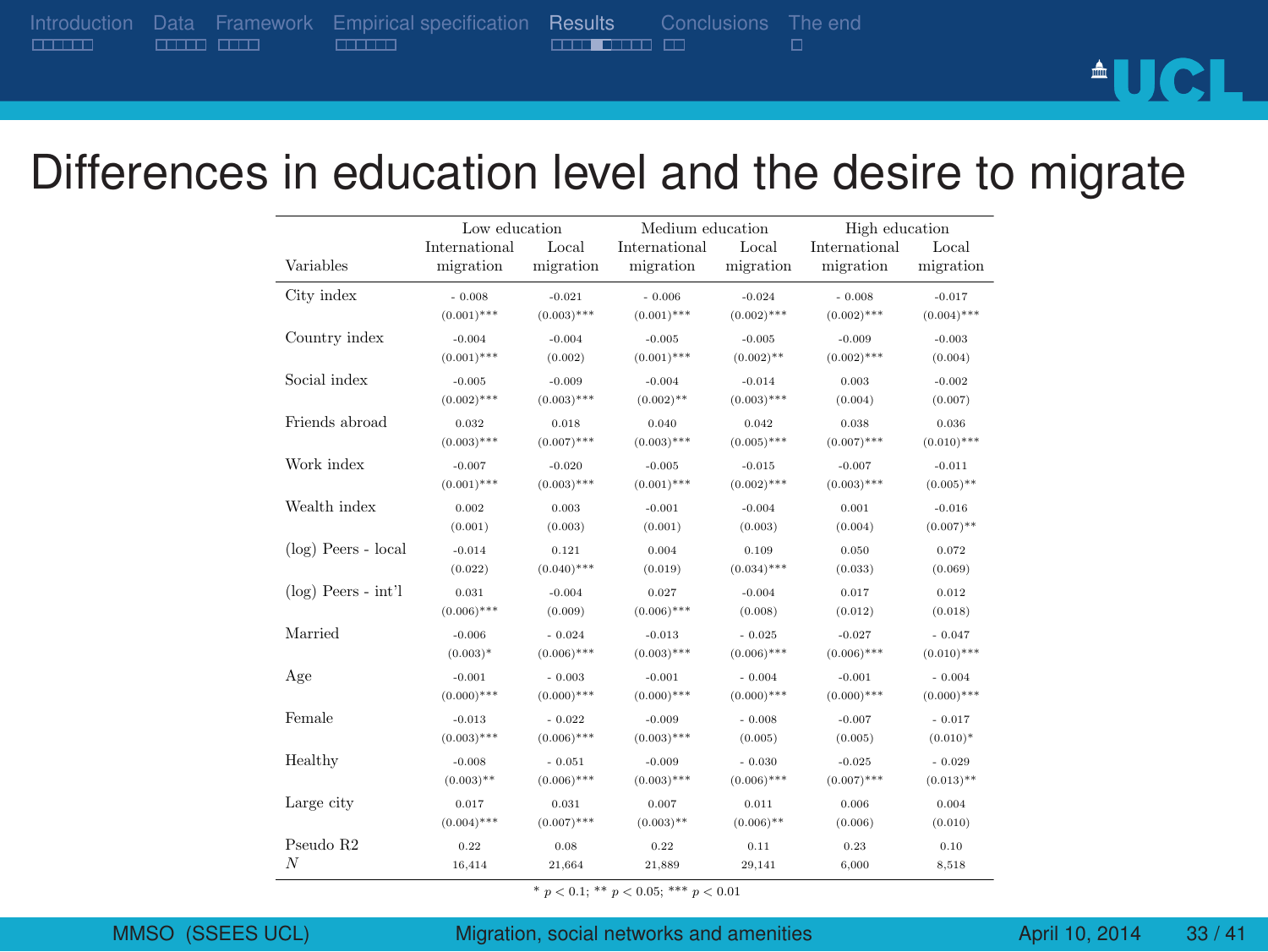# Differences in education level and the desire to migrate

| | Low education | | Medium education | | High education | |
|---|---|---|---|---|---|---|
| Variables | International migration | Local migration | International migration | Local migration | International migration | Local migration |
| City index | - 0.008 | -0.021 | - 0.006 | -0.024 | - 0.008 | -0.017 |
| | (0.001)*** | (0.003)*** | (0.001)*** | (0.002)*** | (0.002)*** | (0.004)*** |
| Country index | -0.004 | -0.004 | -0.005 | -0.005 | -0.009 | -0.003 |
| | (0.001)*** | (0.002) | (0.001)*** | (0.002)** | (0.002)*** | (0.004) |
| Social index | -0.005 | -0.009 | -0.004 | -0.014 | 0.003 | -0.002 |
| | (0.002)*** | (0.003)*** | (0.002)** | (0.003)*** | (0.004) | (0.007) |
| Friends abroad | 0.032 | 0.018 | 0.040 | 0.042 | 0.038 | 0.036 |
| | (0.003)*** | (0.007)*** | (0.003)*** | (0.005)*** | (0.007)*** | (0.010)*** |
| Work index | -0.007 | -0.020 | -0.005 | -0.015 | -0.007 | -0.011 |
| | (0.001)*** | (0.003)*** | (0.001)*** | (0.002)*** | (0.003)*** | (0.005)** |
| Wealth index | 0.002 | 0.003 | -0.001 | -0.004 | 0.001 | -0.016 |
| | (0.001) | (0.003) | (0.001) | (0.003) | (0.004) | (0.007)** |
| (log) Peers - local | -0.014 | 0.121 | 0.004 | 0.109 | 0.050 | 0.072 |
| | (0.022) | (0.040)*** | (0.019) | (0.034)*** | (0.033) | (0.069) |
| (log) Peers - int'l | 0.031 | -0.004 | 0.027 | -0.004 | 0.017 | 0.012 |
| | (0.006)*** | (0.009) | (0.006)*** | (0.008) | (0.012) | (0.018) |
| Married | -0.006 | - 0.024 | -0.013 | - 0.025 | -0.027 | - 0.047 |
| | (0.003)* | (0.006)*** | (0.003)*** | (0.006)*** | (0.006)*** | (0.010)*** |
| Age | -0.001 | - 0.003 | -0.001 | - 0.004 | -0.001 | - 0.004 |
| | (0.000)*** | (0.000)*** | (0.000)*** | (0.000)*** | (0.000)*** | (0.000)*** |
| Female | -0.013 | - 0.022 | -0.009 | - 0.008 | -0.007 | - 0.017 |
| | (0.003)*** | (0.006)*** | (0.003)*** | (0.005) | (0.005) | (0.010)* |
| Healthy | -0.008 | - 0.051 | -0.009 | - 0.030 | -0.025 | - 0.029 |
| | (0.003)** | (0.006)*** | (0.003)*** | (0.006)*** | (0.007)*** | (0.013)** |
| Large city | 0.017 | 0.031 | 0.007 | 0.011 | 0.006 | 0.004 |
| | (0.004)*** | (0.007)*** | (0.003)** | (0.006)** | (0.006) | (0.010) |
| Pseudo R2 | 0.22 | 0.08 | 0.22 | 0.11 | 0.23 | 0.10 |
| $N$ | 16,414 | 21,664 | 21,889 | 29,141 | 6,000 | 8,518 |

* $p < 0.1$; ** $p < 0.05$; *** $p < 0.01$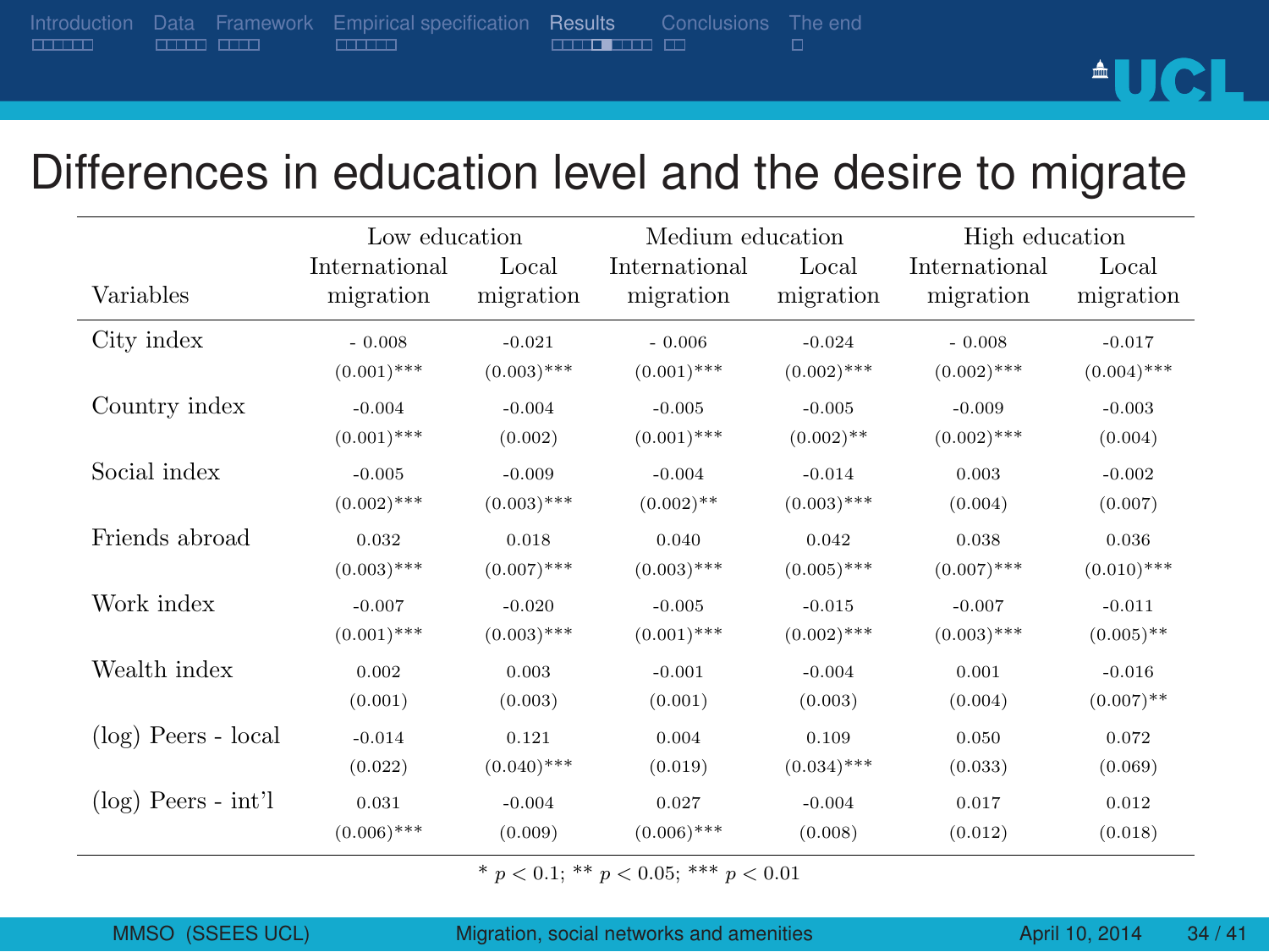# Differences in education level and the desire to migrate

| Variables | Low education International migration | Low education Local migration | Medium education International migration | Medium education Local migration | High education International migration | High education Local migration |
|---|---|---|---|---|---|---|
| City index | - 0.008 | -0.021 | - 0.006 | -0.024 | - 0.008 | -0.017 |
| | (0.001)*** | (0.003)*** | (0.001)*** | (0.002)*** | (0.002)*** | (0.004)*** |
| Country index | -0.004 | -0.004 | -0.005 | -0.005 | -0.009 | -0.003 |
| | (0.001)*** | (0.002) | (0.001)*** | (0.002)** | (0.002)*** | (0.004) |
| Social index | -0.005 | -0.009 | -0.004 | -0.014 | 0.003 | -0.002 |
| | (0.002)*** | (0.003)*** | (0.002)** | (0.003)*** | (0.004) | (0.007) |
| Friends abroad | 0.032 | 0.018 | 0.040 | 0.042 | 0.038 | 0.036 |
| | (0.003)*** | (0.007)*** | (0.003)*** | (0.005)*** | (0.007)*** | (0.010)*** |
| Work index | -0.007 | -0.020 | -0.005 | -0.015 | -0.007 | -0.011 |
| | (0.001)*** | (0.003)*** | (0.001)*** | (0.002)*** | (0.003)*** | (0.005)** |
| Wealth index | 0.002 | 0.003 | -0.001 | -0.004 | 0.001 | -0.016 |
| | (0.001) | (0.003) | (0.001) | (0.003) | (0.004) | (0.007)** |
| (log) Peers - local | -0.014 | 0.121 | 0.004 | 0.109 | 0.050 | 0.072 |
| | (0.022) | (0.040)*** | (0.019) | (0.034)*** | (0.033) | (0.069) |
| (log) Peers - int'l | 0.031 | -0.004 | 0.027 | -0.004 | 0.017 | 0.012 |
| | (0.006)*** | (0.009) | (0.006)*** | (0.008) | (0.012) | (0.018) |

* $p < 0.1$; ** $p < 0.05$; *** $p < 0.01$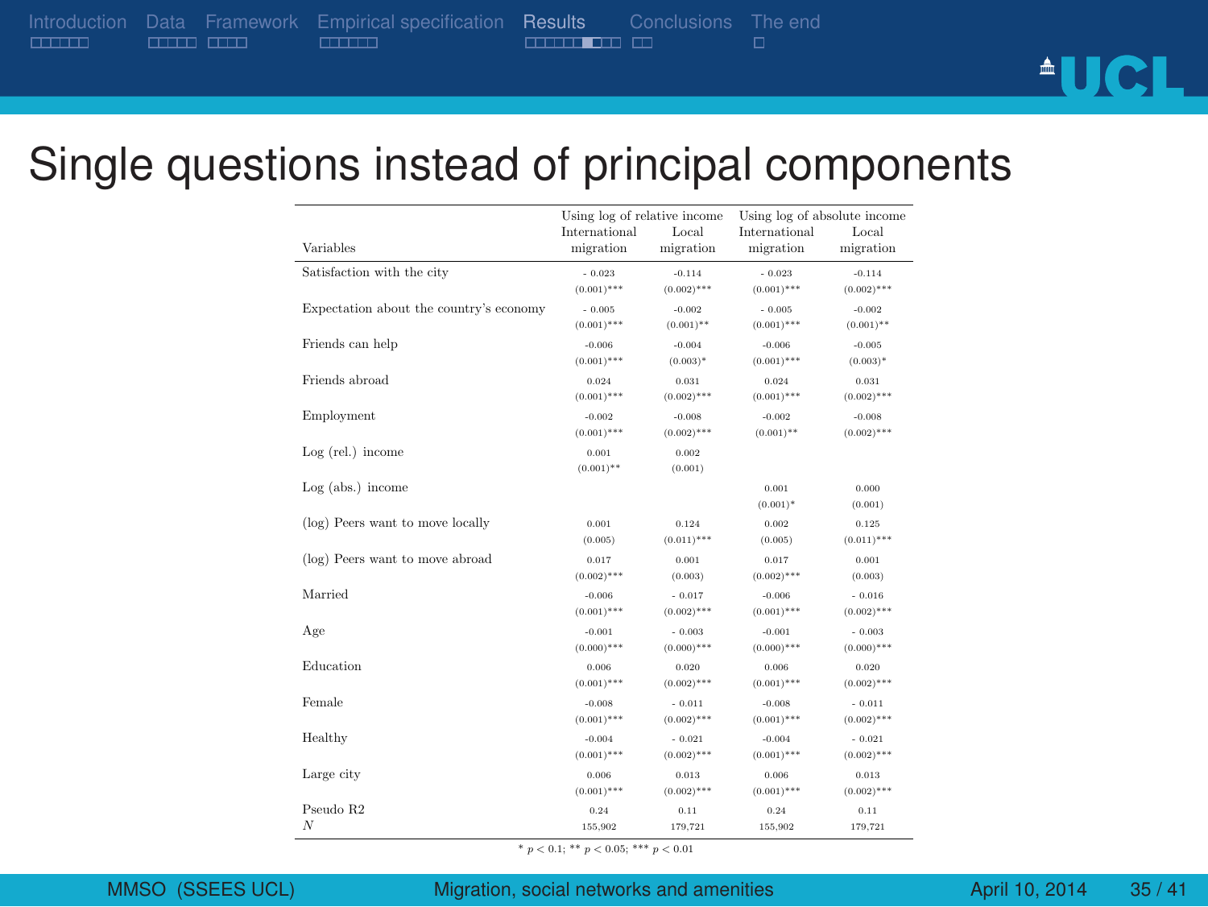# Single questions instead of principal components

| Variables | Using log of relative income International migration | Using log of relative income Local migration | Using log of absolute income International migration | Using log of absolute income Local migration |
|---|---|---|---|---|
| Satisfaction with the city | - 0.023 | -0.114 | - 0.023 | -0.114 |
| | (0.001)*** | (0.002)*** | (0.001)*** | (0.002)*** |
| Expectation about the country's economy | - 0.005 | -0.002 | - 0.005 | -0.002 |
| | (0.001)*** | (0.001)** | (0.001)*** | (0.001)** |
| Friends can help | -0.006 | -0.004 | -0.006 | -0.005 |
| | (0.001)*** | (0.003)* | (0.001)*** | (0.003)* |
| Friends abroad | 0.024 | 0.031 | 0.024 | 0.031 |
| | (0.001)*** | (0.002)*** | (0.001)*** | (0.002)*** |
| Employment | -0.002 | -0.008 | -0.002 | -0.008 |
| | (0.001)*** | (0.002)*** | (0.001)** | (0.002)*** |
| Log (rel.) income | 0.001 | 0.002 | | |
| | (0.001)** | (0.001) | | |
| Log (abs.) income | | | 0.001 | 0.000 |
| | | | (0.001)* | (0.001) |
| (log) Peers want to move locally | 0.001 | 0.124 | 0.002 | 0.125 |
| | (0.005) | (0.011)*** | (0.005) | (0.011)*** |
| (log) Peers want to move abroad | 0.017 | 0.001 | 0.017 | 0.001 |
| | (0.002)*** | (0.003) | (0.002)*** | (0.003) |
| Married | -0.006 | - 0.017 | -0.006 | - 0.016 |
| | (0.001)*** | (0.002)*** | (0.001)*** | (0.002)*** |
| Age | -0.001 | - 0.003 | -0.001 | - 0.003 |
| | (0.000)*** | (0.000)*** | (0.000)*** | (0.000)*** |
| Education | 0.006 | 0.020 | 0.006 | 0.020 |
| | (0.001)*** | (0.002)*** | (0.001)*** | (0.002)*** |
| Female | -0.008 | - 0.011 | -0.008 | - 0.011 |
| | (0.001)*** | (0.002)*** | (0.001)*** | (0.002)*** |
| Healthy | -0.004 | - 0.021 | -0.004 | - 0.021 |
| | (0.001)*** | (0.002)*** | (0.001)*** | (0.002)*** |
| Large city | 0.006 | 0.013 | 0.006 | 0.013 |
| | (0.001)*** | (0.002)*** | (0.001)*** | (0.002)*** |
| Pseudo R2 | 0.24 | 0.11 | 0.24 | 0.11 |
| $N$ | 155,902 | 179,721 | 155,902 | 179,721 |

\* $p < 0.1$; \*\* $p < 0.05$; \*\*\* $p < 0.01$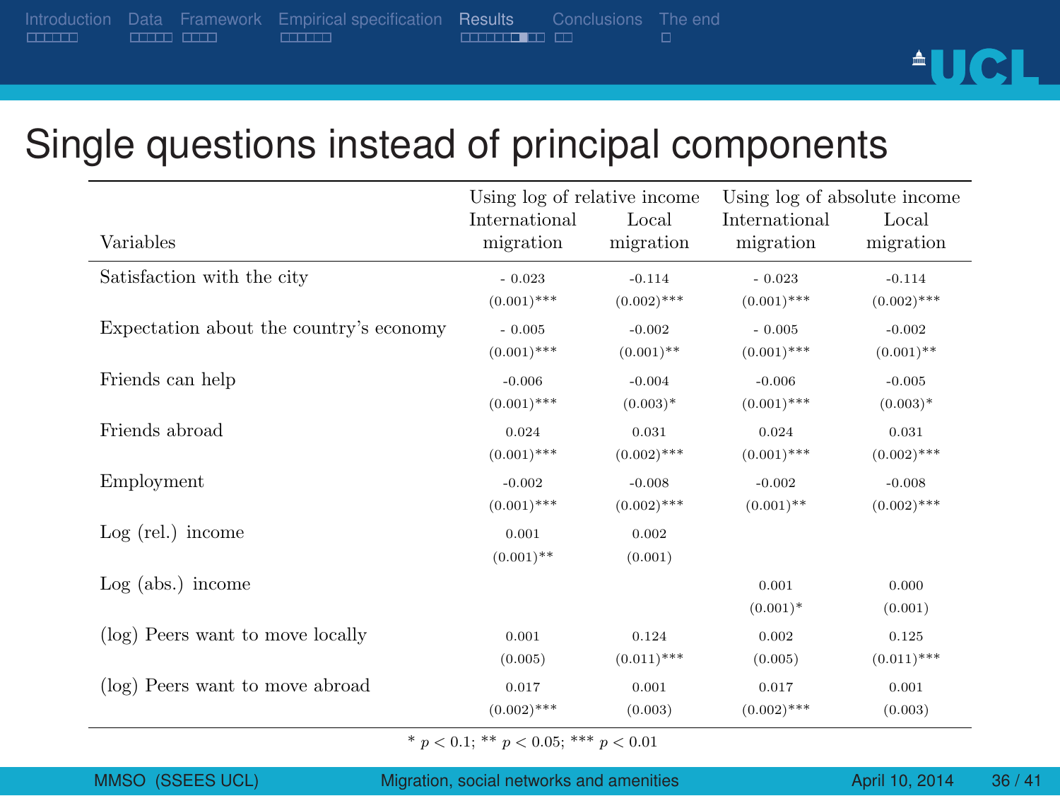# Single questions instead of principal components

| Variables | Using log of relative income | | Using log of absolute income | |
|---|---|---|---|---|
| | International migration | Local migration | International migration | Local migration |
| Satisfaction with the city | - 0.023 | -0.114 | - 0.023 | -0.114 |
| | (0.001)*** | (0.002)*** | (0.001)*** | (0.002)*** |
| Expectation about the country's economy | - 0.005 | -0.002 | - 0.005 | -0.002 |
| | (0.001)*** | (0.001)** | (0.001)*** | (0.001)** |
| Friends can help | -0.006 | -0.004 | -0.006 | -0.005 |
| | (0.001)*** | (0.003)* | (0.001)*** | (0.003)* |
| Friends abroad | 0.024 | 0.031 | 0.024 | 0.031 |
| | (0.001)*** | (0.002)*** | (0.001)*** | (0.002)*** |
| Employment | -0.002 | -0.008 | -0.002 | -0.008 |
| | (0.001)*** | (0.002)*** | (0.001)** | (0.002)*** |
| Log (rel.) income | 0.001 | 0.002 | | |
| | (0.001)** | (0.001) | | |
| Log (abs.) income | | | 0.001 | 0.000 |
| | | | (0.001)* | (0.001) |
| (log) Peers want to move locally | 0.001 | 0.124 | 0.002 | 0.125 |
| | (0.005) | (0.011)*** | (0.005) | (0.011)*** |
| (log) Peers want to move abroad | 0.017 | 0.001 | 0.017 | 0.001 |
| | (0.002)*** | (0.003) | (0.002)*** | (0.003) |

* $p < 0.1$; ** $p < 0.05$; *** $p < 0.01$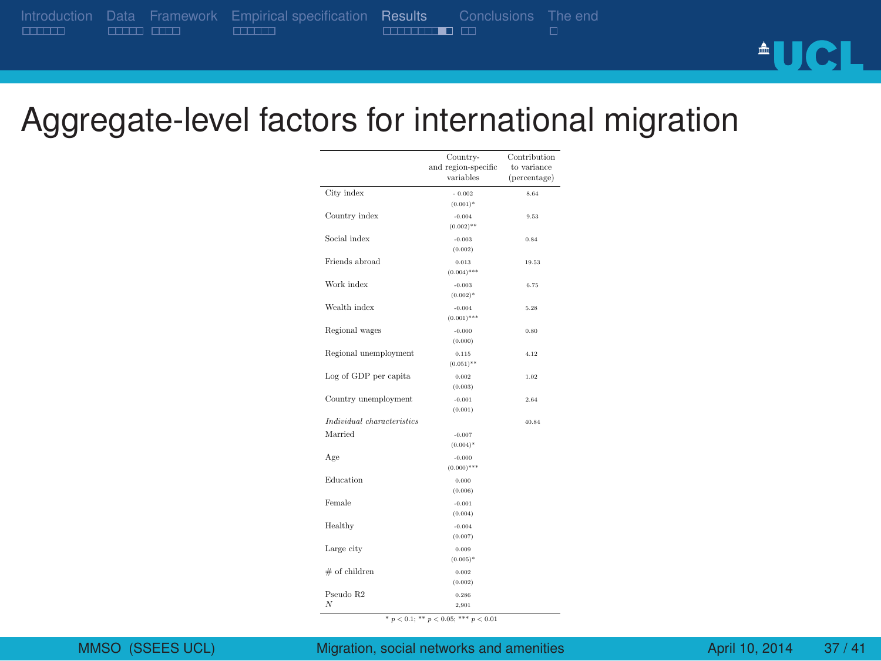# Aggregate-level factors for international migration

| | Country- and region-specific variables | Contribution to variance (percentage) |
|---|---|---|
| City index | - 0.002 (0.001)* | 8.64 |
| Country index | -0.004 (0.002)** | 9.53 |
| Social index | -0.003 (0.002) | 0.84 |
| Friends abroad | 0.013 (0.004)*** | 19.53 |
| Work index | -0.003 (0.002)* | 6.75 |
| Wealth index | -0.004 (0.001)*** | 5.28 |
| Regional wages | -0.000 (0.000) | 0.80 |
| Regional unemployment | 0.115 (0.051)** | 4.12 |
| Log of GDP per capita | 0.002 (0.003) | 1.02 |
| Country unemployment | -0.001 (0.001) | 2.64 |
| *Individual characteristics* | | 40.84 |
| Married | -0.007 (0.004)* | |
| Age | -0.000 (0.000)*** | |
| Education | 0.000 (0.006) | |
| Female | -0.001 (0.004) | |
| Healthy | -0.004 (0.007) | |
| Large city | 0.009 (0.005)* | |
| # of children | 0.002 (0.002) | |
| Pseudo R2 | 0.286 | |
| $N$ | 2,901 | |

* $p < 0.1$; ** $p < 0.05$; *** $p < 0.01$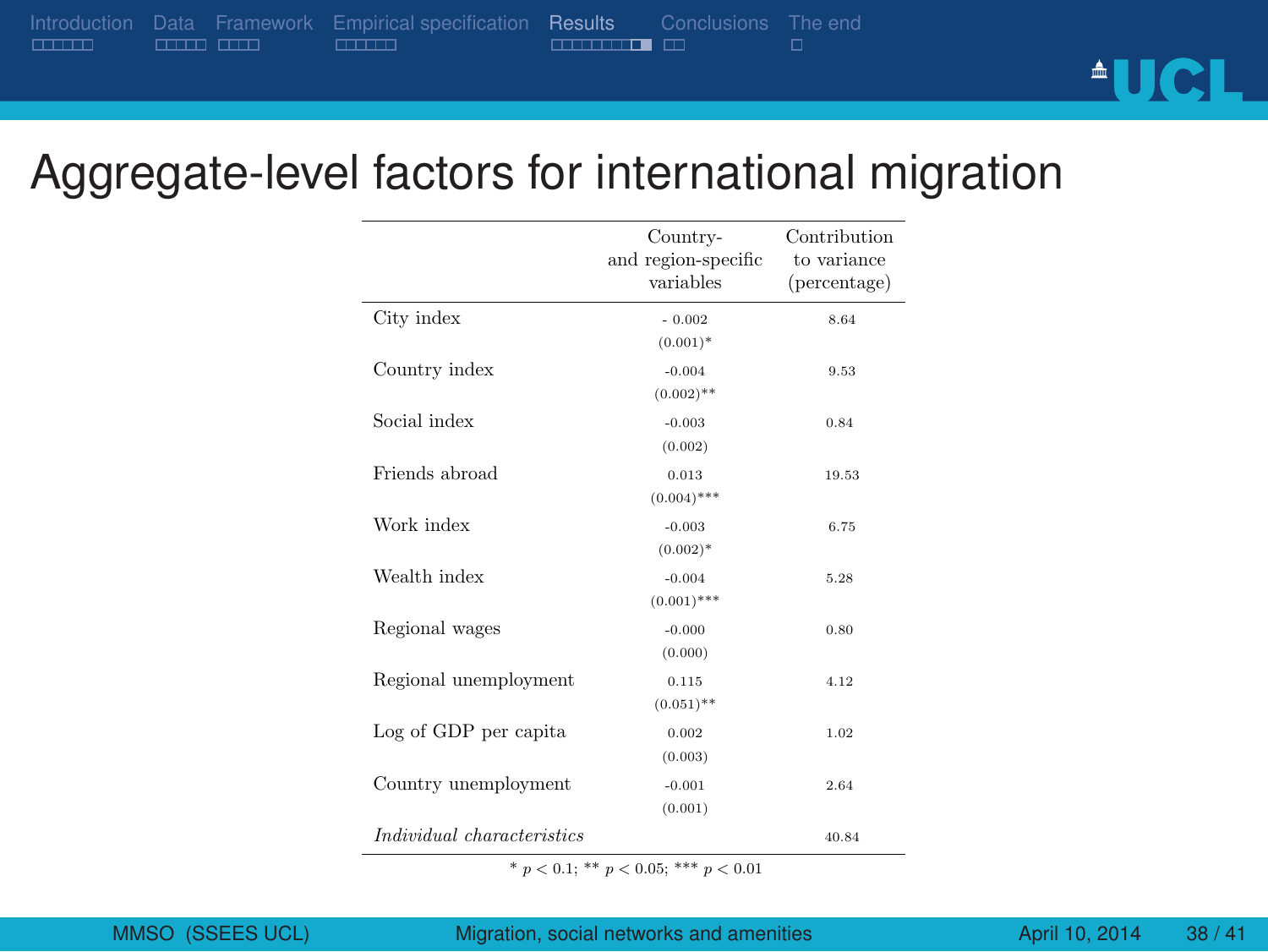# Aggregate-level factors for international migration

| | Country- and region-specific variables | Contribution to variance (percentage) |
|---|---|---|
| City index | - 0.002 | 8.64 |
| | (0.001)* | |
| Country index | -0.004 | 9.53 |
| | (0.002)** | |
| Social index | -0.003 | 0.84 |
| | (0.002) | |
| Friends abroad | 0.013 | 19.53 |
| | (0.004)*** | |
| Work index | -0.003 | 6.75 |
| | (0.002)* | |
| Wealth index | -0.004 | 5.28 |
| | (0.001)*** | |
| Regional wages | -0.000 | 0.80 |
| | (0.000) | |
| Regional unemployment | 0.115 | 4.12 |
| | (0.051)** | |
| Log of GDP per capita | 0.002 | 1.02 |
| | (0.003) | |
| Country unemployment | -0.001 | 2.64 |
| | (0.001) | |
| *Individual characteristics* | | 40.84 |

* $p < 0.1$; ** $p < 0.05$; *** $p < 0.01$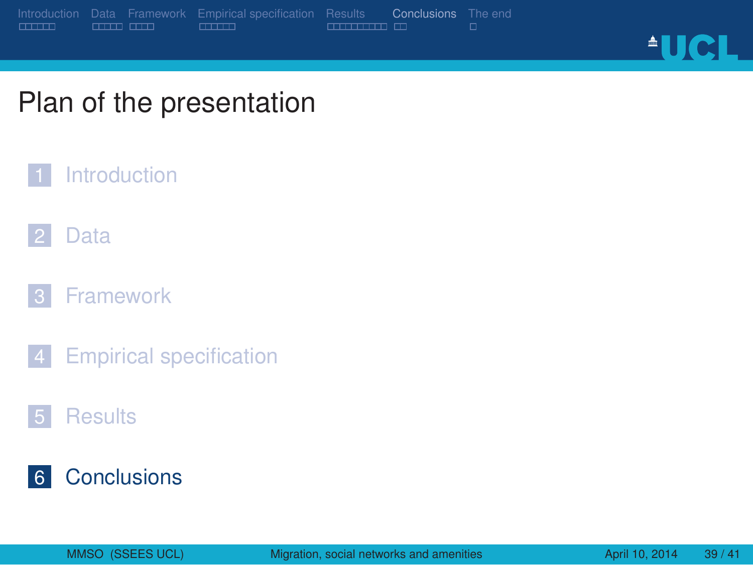# Plan of the presentation

1. Introduction
2. Data
3. Framework
4. Empirical specification
5. Results
6. **Conclusions**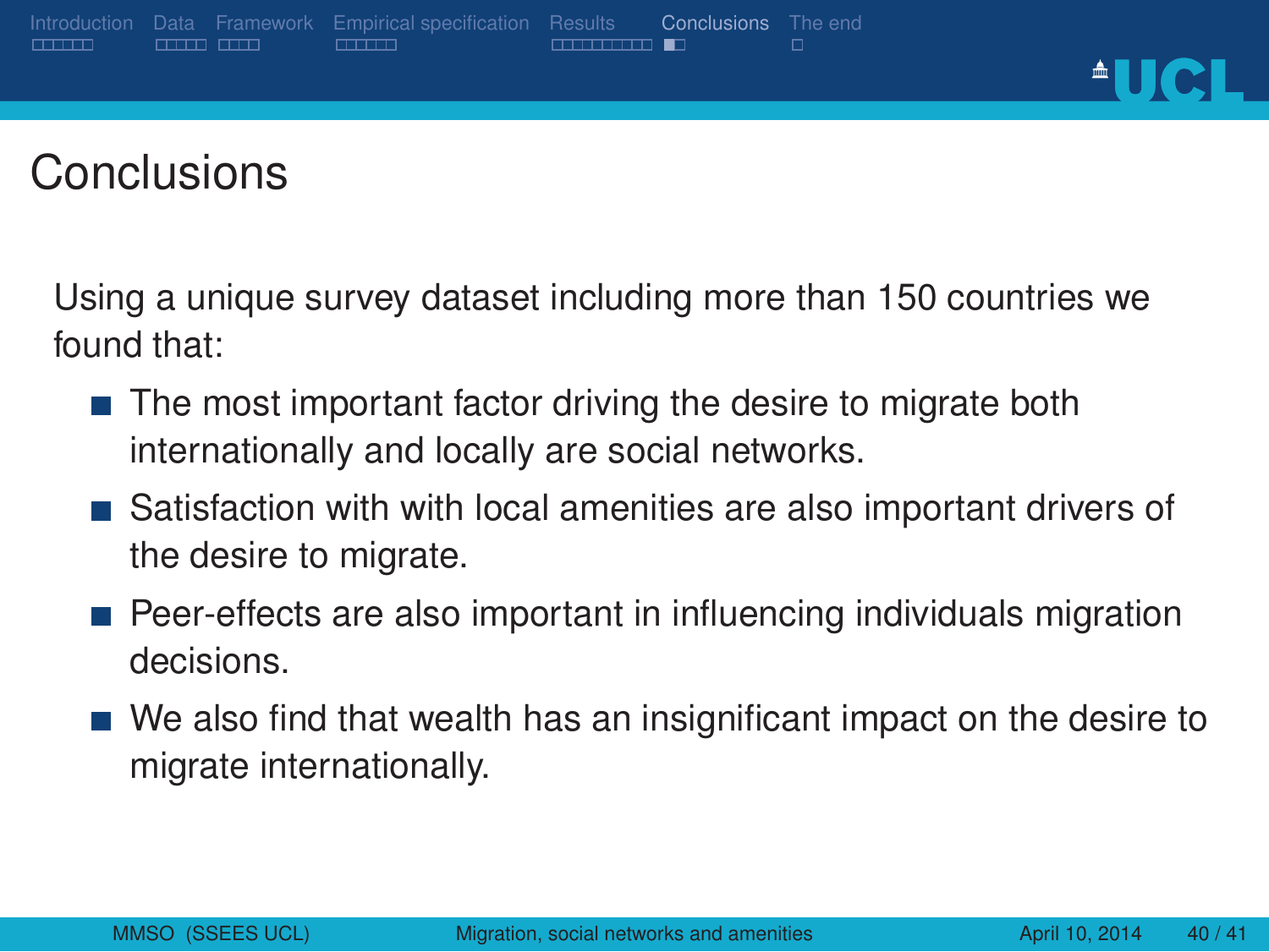# Conclusions

Using a unique survey dataset including more than 150 countries we found that:

- The most important factor driving the desire to migrate both internationally and locally are social networks.
- Satisfaction with with local amenities are also important drivers of the desire to migrate.
- Peer-effects are also important in influencing individuals migration decisions.
- We also find that wealth has an insignificant impact on the desire to migrate internationally.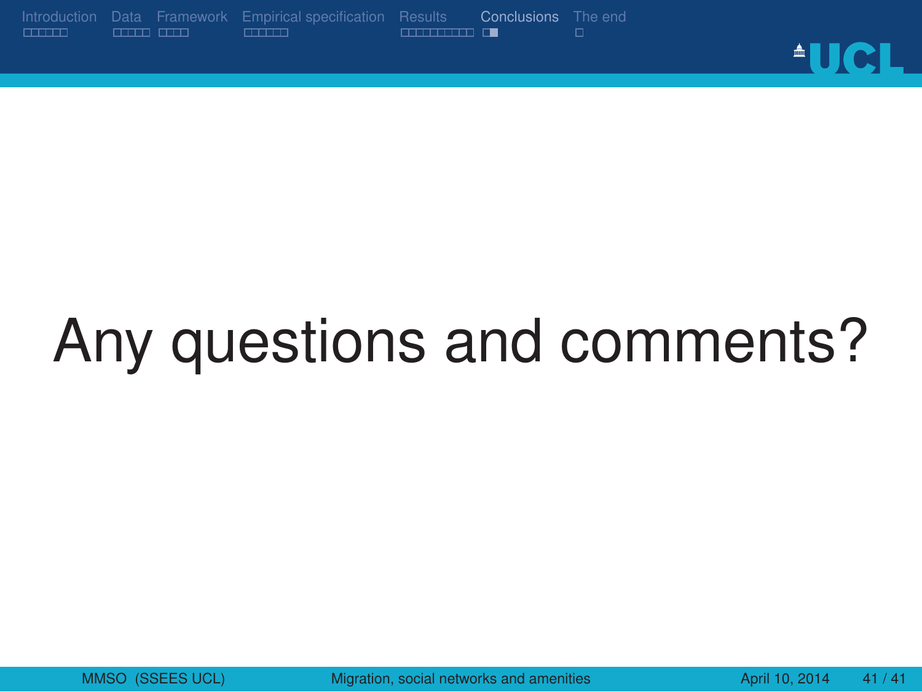# Any questions and comments?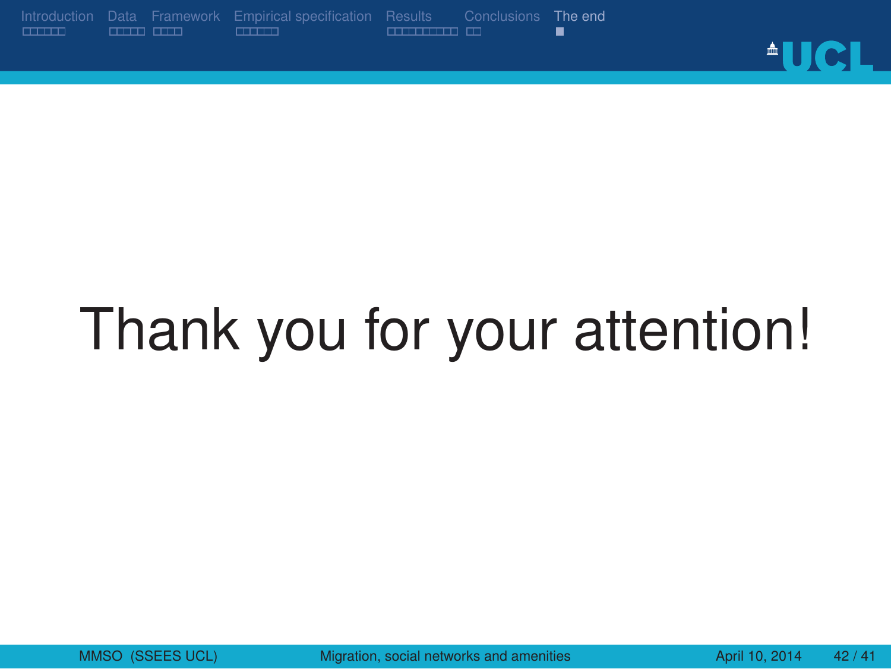Thank you for your attention!